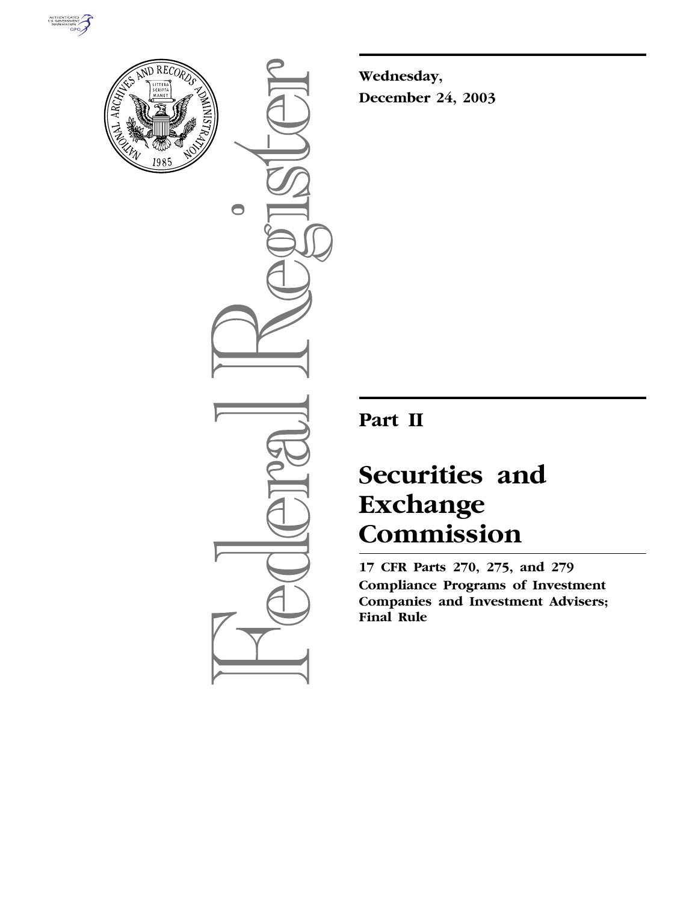**Wednesday,**
**December 24, 2003**

# Part II

# Securities and Exchange Commission

**17 CFR Parts 270, 275, and 279**
**Compliance Programs of Investment Companies and Investment Advisers; Final Rule**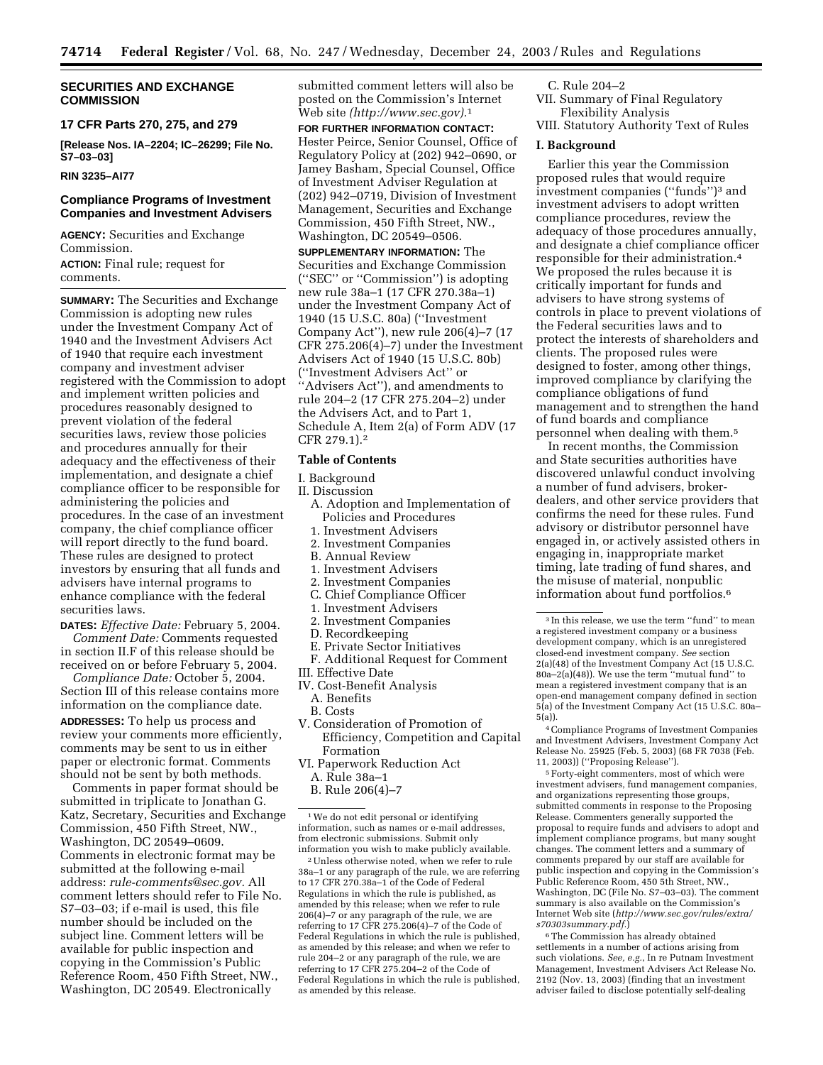**SECURITIES AND EXCHANGE COMMISSION**

**17 CFR Parts 270, 275, and 279**

**[Release Nos. IA–2204; IC–26299; File No. S7–03–03]**

**RIN 3235–AI77**

## Compliance Programs of Investment Companies and Investment Advisers

**AGENCY:** Securities and Exchange Commission.

**ACTION:** Final rule; request for comments.

**SUMMARY:** The Securities and Exchange Commission is adopting new rules under the Investment Company Act of 1940 and the Investment Advisers Act of 1940 that require each investment company and investment adviser registered with the Commission to adopt and implement written policies and procedures reasonably designed to prevent violation of the federal securities laws, review those policies and procedures annually for their adequacy and the effectiveness of their implementation, and designate a chief compliance officer to be responsible for administering the policies and procedures. In the case of an investment company, the chief compliance officer will report directly to the fund board. These rules are designed to protect investors by ensuring that all funds and advisers have internal programs to enhance compliance with the federal securities laws.

**DATES:** *Effective Date:* February 5, 2004.

*Comment Date:* Comments requested in section II.F of this release should be received on or before February 5, 2004.

*Compliance Date:* October 5, 2004. Section III of this release contains more information on the compliance date.

**ADDRESSES:** To help us process and review your comments more efficiently, comments may be sent to us in either paper or electronic format. Comments should not be sent by both methods.

Comments in paper format should be submitted in triplicate to Jonathan G. Katz, Secretary, Securities and Exchange Commission, 450 Fifth Street, NW., Washington, DC 20549–0609. Comments in electronic format may be submitted at the following e-mail address: *rule-comments@sec.gov.* All comment letters should refer to File No. S7–03–03; if e-mail is used, this file number should be included on the subject line. Comment letters will be available for public inspection and copying in the Commission's Public Reference Room, 450 Fifth Street, NW., Washington, DC 20549. Electronically submitted comment letters will also be posted on the Commission's Internet Web site *(http://www.sec.gov).*[1]

**FOR FURTHER INFORMATION CONTACT:** Hester Peirce, Senior Counsel, Office of Regulatory Policy at (202) 942–0690, or Jamey Basham, Special Counsel, Office of Investment Adviser Regulation at (202) 942–0719, Division of Investment Management, Securities and Exchange Commission, 450 Fifth Street, NW., Washington, DC 20549–0506.

**SUPPLEMENTARY INFORMATION:** The Securities and Exchange Commission (''SEC'' or ''Commission'') is adopting new rule 38a–1 (17 CFR 270.38a–1) under the Investment Company Act of 1940 (15 U.S.C. 80a) (''Investment Company Act''), new rule 206(4)–7 (17 CFR 275.206(4)–7) under the Investment Advisers Act of 1940 (15 U.S.C. 80b) (''Investment Advisers Act'' or ''Advisers Act''), and amendments to rule 204–2 (17 CFR 275.204–2) under the Advisers Act, and to Part 1, Schedule A, Item 2(a) of Form ADV (17 CFR 279.1).[2]

### Table of Contents

I. Background
II. Discussion
 A. Adoption and Implementation of Policies and Procedures
 1. Investment Advisers
 2. Investment Companies
 B. Annual Review
 1. Investment Advisers
 2. Investment Companies
 C. Chief Compliance Officer
 1. Investment Advisers
 2. Investment Companies
 D. Recordkeeping
 E. Private Sector Initiatives
 F. Additional Request for Comment
III. Effective Date
IV. Cost-Benefit Analysis
 A. Benefits
 B. Costs
V. Consideration of Promotion of Efficiency, Competition and Capital Formation
VI. Paperwork Reduction Act
 A. Rule 38a–1
 B. Rule 206(4)–7
 C. Rule 204–2
VII. Summary of Final Regulatory Flexibility Analysis
VIII. Statutory Authority Text of Rules

### I. Background

Earlier this year the Commission proposed rules that would require investment companies (''funds'')[3] and investment advisers to adopt written compliance procedures, review the adequacy of those procedures annually, and designate a chief compliance officer responsible for their administration.[4] We proposed the rules because it is critically important for funds and advisers to have strong systems of controls in place to prevent violations of the Federal securities laws and to protect the interests of shareholders and clients. The proposed rules were designed to foster, among other things, improved compliance by clarifying the compliance obligations of fund management and to strengthen the hand of fund boards and compliance personnel when dealing with them.[5]

In recent months, the Commission and State securities authorities have discovered unlawful conduct involving a number of fund advisers, broker-dealers, and other service providers that confirms the need for these rules. Fund advisory or distributor personnel have engaged in, or actively assisted others in engaging in, inappropriate market timing, late trading of fund shares, and the misuse of material, nonpublic information about fund portfolios.[6]

---

[1] We do not edit personal or identifying information, such as names or e-mail addresses, from electronic submissions. Submit only information you wish to make publicly available.

[2] Unless otherwise noted, when we refer to rule 38a–1 or any paragraph of the rule, we are referring to 17 CFR 270.38a–1 of the Code of Federal Regulations in which the rule is published, as amended by this release; when we refer to rule 206(4)–7 or any paragraph of the rule, we are referring to 17 CFR 275.206(4)–7 of the Code of Federal Regulations in which the rule is published, as amended by this release; and when we refer to rule 204–2 or any paragraph of the rule, we are referring to 17 CFR 275.204–2 of the Code of Federal Regulations in which the rule is published, as amended by this release.

[3] In this release, we use the term ''fund'' to mean a registered investment company or a business development company, which is an unregistered closed-end investment company. *See* section 2(a)(48) of the Investment Company Act (15 U.S.C. 80a–2(a)(48)). We use the term ''mutual fund'' to mean a registered investment company that is an open-end management company defined in section 5(a) of the Investment Company Act (15 U.S.C. 80a–5(a)).

[4] Compliance Programs of Investment Companies and Investment Advisers, Investment Company Act Release No. 25925 (Feb. 5, 2003) (68 FR 7038 (Feb. 11, 2003)) (''Proposing Release'').

[5] Forty-eight commenters, most of which were investment advisers, fund management companies, and organizations representing those groups, submitted comments in response to the Proposing Release. Commenters generally supported the proposal to require funds and advisers to adopt and implement compliance programs, but many sought changes. The comment letters and a summary of comments prepared by our staff are available for public inspection and copying in the Commission's Public Reference Room, 450 5th Street, NW., Washington, DC (File No. S7–03–03). The comment summary is also available on the Commission's Internet Web site (*http://www.sec.gov/rules/extra/s70303summary.pdf.*)

[6] The Commission has already obtained settlements in a number of actions arising from such violations. *See, e.g.,* In re Putnam Investment Management, Investment Advisers Act Release No. 2192 (Nov. 13, 2003) (finding that an investment adviser failed to disclose potentially self-dealing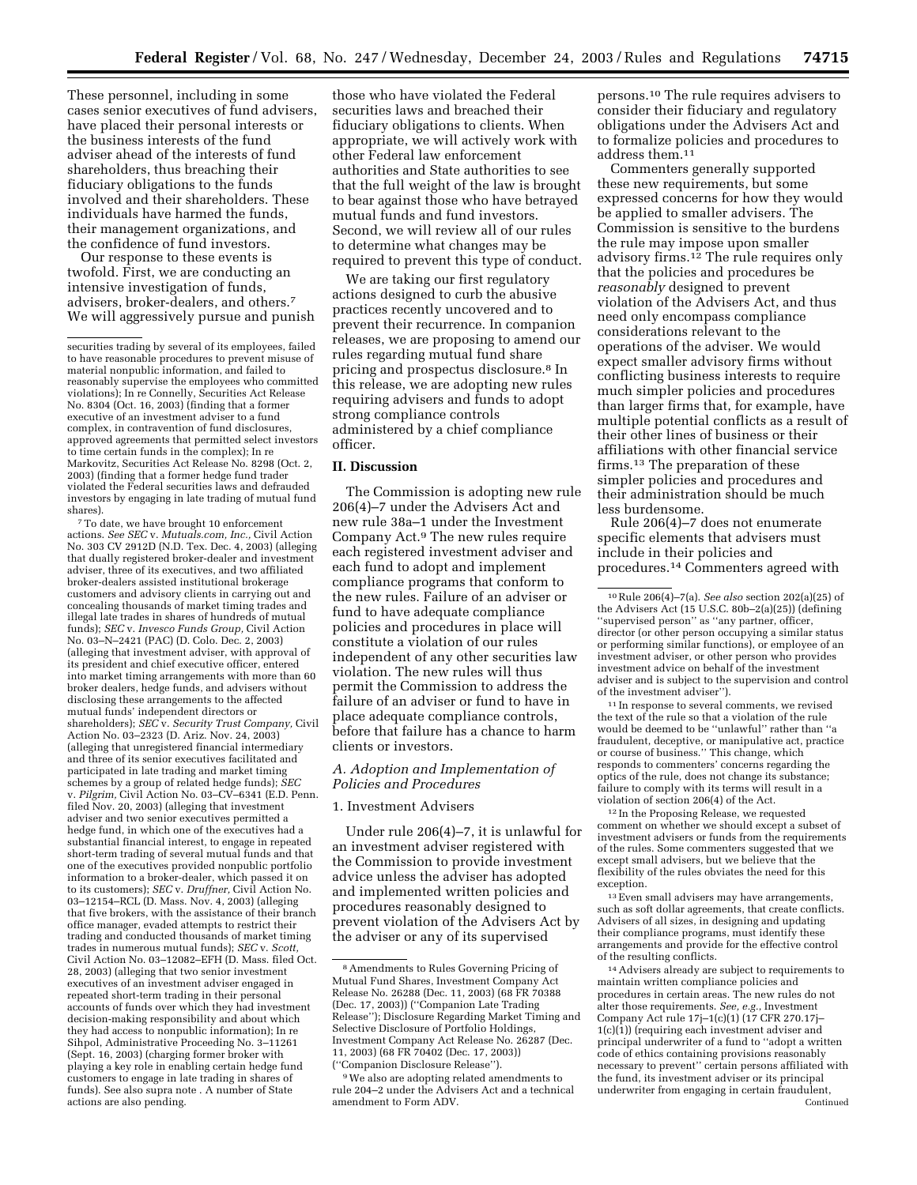These personnel, including in some cases senior executives of fund advisers, have placed their personal interests or the business interests of the fund adviser ahead of the interests of fund shareholders, thus breaching their fiduciary obligations to the funds involved and their shareholders. These individuals have harmed the funds, their management organizations, and the confidence of fund investors.

Our response to these events is twofold. First, we are conducting an intensive investigation of funds, advisers, broker-dealers, and others.[7] We will aggressively pursue and punish those who have violated the Federal securities laws and breached their fiduciary obligations to clients. When appropriate, we will actively work with other Federal law enforcement authorities and State authorities to see that the full weight of the law is brought to bear against those who have betrayed mutual funds and fund investors. Second, we will review all of our rules to determine what changes may be required to prevent this type of conduct.

We are taking our first regulatory actions designed to curb the abusive practices recently uncovered and to prevent their recurrence. In companion releases, we are proposing to amend our rules regarding mutual fund share pricing and prospectus disclosure.[8] In this release, we are adopting new rules requiring advisers and funds to adopt strong compliance controls administered by a chief compliance officer.

## II. Discussion

The Commission is adopting new rule 206(4)–7 under the Advisers Act and new rule 38a–1 under the Investment Company Act.[9] The new rules require each registered investment adviser and each fund to adopt and implement compliance programs that conform to the new rules. Failure of an adviser or fund to have adequate compliance policies and procedures in place will constitute a violation of our rules independent of any other securities law violation. The new rules will thus permit the Commission to address the failure of an adviser or fund to have in place adequate compliance controls, before that failure has a chance to harm clients or investors.

### A. Adoption and Implementation of Policies and Procedures

#### 1. Investment Advisers

Under rule 206(4)–7, it is unlawful for an investment adviser registered with the Commission to provide investment advice unless the adviser has adopted and implemented written policies and procedures reasonably designed to prevent violation of the Advisers Act by the adviser or any of its supervised persons.[10] The rule requires advisers to consider their fiduciary and regulatory obligations under the Advisers Act and to formalize policies and procedures to address them.[11]

Commenters generally supported these new requirements, but some expressed concerns for how they would be applied to smaller advisers. The Commission is sensitive to the burdens the rule may impose upon smaller advisory firms.[12] The rule requires only that the policies and procedures be *reasonably* designed to prevent violation of the Advisers Act, and thus need only encompass compliance considerations relevant to the operations of the adviser. We would expect smaller advisory firms without conflicting business interests to require much simpler policies and procedures than larger firms that, for example, have multiple potential conflicts as a result of their other lines of business or their affiliations with other financial service firms.[13] The preparation of these simpler policies and procedures and their administration should be much less burdensome.

Rule 206(4)–7 does not enumerate specific elements that advisers must include in their policies and procedures.[14] Commenters agreed with

---

securities trading by several of its employees, failed to have reasonable procedures to prevent misuse of material nonpublic information, and failed to reasonably supervise the employees who committed violations); In re Connelly, Securities Act Release No. 8304 (Oct. 16, 2003) (finding that a former executive of an investment adviser to a fund complex, in contravention of fund disclosures, approved agreements that permitted select investors to time certain funds in the complex); In re Markovitz, Securities Act Release No. 8298 (Oct. 2, 2003) (finding that a former hedge fund trader violated the Federal securities laws and defrauded investors by engaging in late trading of mutual fund shares).

[7] To date, we have brought 10 enforcement actions. *See SEC* v. *Mutuals.com, Inc.,* Civil Action No. 303 CV 2912D (N.D. Tex. Dec. 4, 2003) (alleging that dually registered broker-dealer and investment adviser, three of its executives, and two affiliated broker-dealers assisted institutional brokerage customers and advisory clients in carrying out and concealing thousands of market timing trades and illegal late trades in shares of hundreds of mutual funds); *SEC* v. *Invesco Funds Group,* Civil Action No. 03–N–2421 (PAC) (D. Colo. Dec. 2, 2003) (alleging that investment adviser, with approval of its president and chief executive officer, entered into market timing arrangements with more than 60 broker dealers, hedge funds, and advisers without disclosing these arrangements to the affected mutual funds' independent directors or shareholders); *SEC* v. *Security Trust Company,* Civil Action No. 03–2323 (D. Ariz. Nov. 24, 2003) (alleging that unregistered financial intermediary and three of its senior executives facilitated and participated in late trading and market timing schemes by a group of related hedge funds); *SEC* v. *Pilgrim,* Civil Action No. 03–CV–6341 (E.D. Penn. filed Nov. 20, 2003) (alleging that investment adviser and two senior executives permitted a hedge fund, in which one of the executives had a substantial financial interest, to engage in repeated short-term trading of several mutual funds and that one of the executives provided nonpublic portfolio information to a broker-dealer, which passed it on to its customers); *SEC* v. *Druffner,* Civil Action No. 03–12154–RCL (D. Mass. Nov. 4, 2003) (alleging that five brokers, with the assistance of their branch office manager, evaded attempts to restrict their trading and conducted thousands of market timing trades in numerous mutual funds); *SEC* v. *Scott,* Civil Action No. 03–12082–EFH (D. Mass. filed Oct. 28, 2003) (alleging that two senior investment executives of an investment adviser engaged in repeated short-term trading in their personal accounts of funds over which they had investment decision-making responsibility and about which they had access to nonpublic information); In re Sihpol, Administrative Proceeding No. 3–11261 (Sept. 16, 2003) (charging former broker with playing a key role in enabling certain hedge fund customers to engage in late trading in shares of funds). See also supra note . A number of State actions are also pending.

[8] Amendments to Rules Governing Pricing of Mutual Fund Shares, Investment Company Act Release No. 26288 (Dec. 11, 2003) (68 FR 70388 (Dec. 17, 2003)) (''Companion Late Trading Release''); Disclosure Regarding Market Timing and Selective Disclosure of Portfolio Holdings, Investment Company Act Release No. 26287 (Dec. 11, 2003) (68 FR 70402 (Dec. 17, 2003)) (''Companion Disclosure Release'').

[9] We also are adopting related amendments to rule 204–2 under the Advisers Act and a technical amendment to Form ADV.

[10] Rule 206(4)–7(a). *See also* section 202(a)(25) of the Advisers Act (15 U.S.C. 80b–2(a)(25)) (defining ''supervised person'' as ''any partner, officer, director (or other person occupying a similar status or performing similar functions), or employee of an investment adviser, or other person who provides investment advice on behalf of the investment adviser and is subject to the supervision and control of the investment adviser'').

[11] In response to several comments, we revised the text of the rule so that a violation of the rule would be deemed to be ''unlawful'' rather than ''a fraudulent, deceptive, or manipulative act, practice or course of business.'' This change, which responds to commenters' concerns regarding the optics of the rule, does not change its substance; failure to comply with its terms will result in a violation of section 206(4) of the Act.

[12] In the Proposing Release, we requested comment on whether we should except a subset of investment advisers or funds from the requirements of the rules. Some commenters suggested that we except small advisers, but we believe that the flexibility of the rules obviates the need for this exception.

[13] Even small advisers may have arrangements, such as soft dollar agreements, that create conflicts. Advisers of all sizes, in designing and updating their compliance programs, must identify these arrangements and provide for the effective control of the resulting conflicts.

[14] Advisers already are subject to requirements to maintain written compliance policies and procedures in certain areas. The new rules do not alter those requirements. *See, e.g.*, Investment Company Act rule 17j–1(c)(1) (17 CFR 270.17j–1(c)(1)) (requiring each investment adviser and principal underwriter of a fund to ''adopt a written code of ethics containing provisions reasonably necessary to prevent'' certain persons affiliated with the fund, its investment adviser or its principal underwriter from engaging in certain fraudulent,

Continued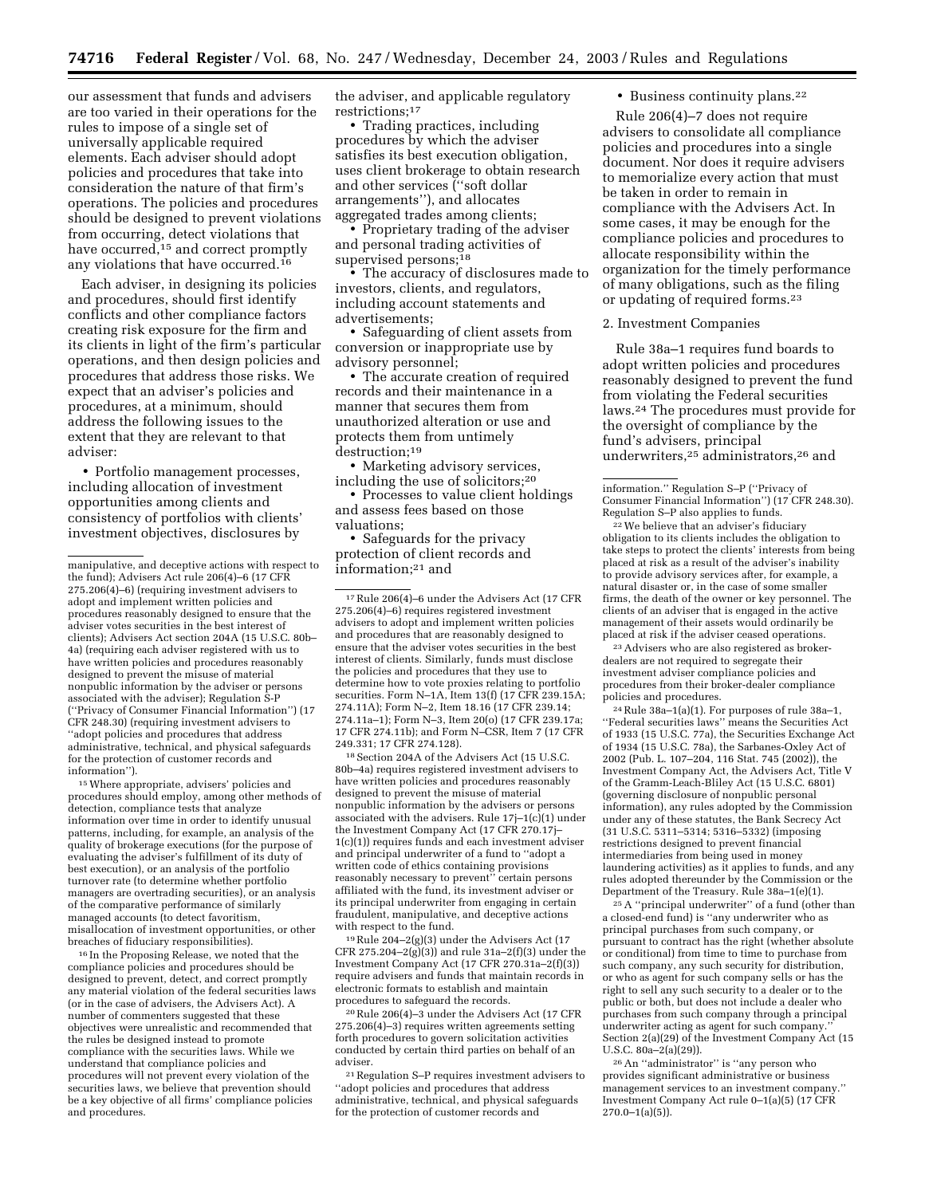our assessment that funds and advisers are too varied in their operations for the rules to impose of a single set of universally applicable required elements. Each adviser should adopt policies and procedures that take into consideration the nature of that firm's operations. The policies and procedures should be designed to prevent violations from occurring, detect violations that have occurred,[15] and correct promptly any violations that have occurred.[16]

Each adviser, in designing its policies and procedures, should first identify conflicts and other compliance factors creating risk exposure for the firm and its clients in light of the firm's particular operations, and then design policies and procedures that address those risks. We expect that an adviser's policies and procedures, at a minimum, should address the following issues to the extent that they are relevant to that adviser:

- Portfolio management processes, including allocation of investment opportunities among clients and consistency of portfolios with clients' investment objectives, disclosures by the adviser, and applicable regulatory restrictions;[17]
- Trading practices, including procedures by which the adviser satisfies its best execution obligation, uses client brokerage to obtain research and other services ("soft dollar arrangements"), and allocates aggregated trades among clients;
- Proprietary trading of the adviser and personal trading activities of supervised persons;[18]
- The accuracy of disclosures made to investors, clients, and regulators, including account statements and advertisements;
- Safeguarding of client assets from conversion or inappropriate use by advisory personnel;
- The accurate creation of required records and their maintenance in a manner that secures them from unauthorized alteration or use and protects them from untimely destruction;[19]
- Marketing advisory services, including the use of solicitors;[20]
- Processes to value client holdings and assess fees based on those valuations;
- Safeguards for the privacy protection of client records and information;[21] and
- Business continuity plans.[22]

Rule 206(4)–7 does not require advisers to consolidate all compliance policies and procedures into a single document. Nor does it require advisers to memorialize every action that must be taken in order to remain in compliance with the Advisers Act. In some cases, it may be enough for the compliance policies and procedures to allocate responsibility within the organization for the timely performance of many obligations, such as the filing or updating of required forms.[23]

2. Investment Companies

Rule 38a–1 requires fund boards to adopt written policies and procedures reasonably designed to prevent the fund from violating the Federal securities laws.[24] The procedures must provide for the oversight of compliance by the fund's advisers, principal underwriters,[25] administrators,[26] and

---

manipulative, and deceptive actions with respect to the fund); Advisers Act rule 206(4)–6 (17 CFR 275.206(4)–6) (requiring investment advisers to adopt and implement written policies and procedures reasonably designed to ensure that the adviser votes securities in the best interest of clients); Advisers Act section 204A (15 U.S.C. 80b–4a) (requiring each adviser registered with us to have written policies and procedures reasonably designed to prevent the misuse of material nonpublic information by the adviser or persons associated with the adviser); Regulation S-P ("Privacy of Consumer Financial Information") (17 CFR 248.30) (requiring investment advisers to "adopt policies and procedures that address administrative, technical, and physical safeguards for the protection of customer records and information").

[15] Where appropriate, advisers' policies and procedures should employ, among other methods of detection, compliance tests that analyze information over time in order to identify unusual patterns, including, for example, an analysis of the quality of brokerage executions (for the purpose of evaluating the adviser's fulfillment of its duty of best execution), or an analysis of the portfolio turnover rate (to determine whether portfolio managers are overtrading securities), or an analysis of the comparative performance of similarly managed accounts (to detect favoritism, misallocation of investment opportunities, or other breaches of fiduciary responsibilities).

[16] In the Proposing Release, we noted that the compliance policies and procedures should be designed to prevent, detect, and correct promptly any material violation of the federal securities laws (or in the case of advisers, the Advisers Act). A number of commenters suggested that these objectives were unrealistic and recommended that the rules be designed instead to promote compliance with the securities laws. While we understand that compliance policies and procedures will not prevent every violation of the securities laws, we believe that prevention should be a key objective of all firms' compliance policies and procedures.

[17] Rule 206(4)–6 under the Advisers Act (17 CFR 275.206(4)–6) requires registered investment advisers to adopt and implement written policies and procedures that are reasonably designed to ensure that the adviser votes securities in the best interest of clients. Similarly, funds must disclose the policies and procedures that they use to determine how to vote proxies relating to portfolio securities. Form N–1A, Item 13(f) (17 CFR 239.15A; 274.11A); Form N–2, Item 18.16 (17 CFR 239.14; 274.11a–1); Form N–3, Item 20(o) (17 CFR 239.17a; 17 CFR 274.11b); and Form N–CSR, Item 7 (17 CFR 249.331; 17 CFR 274.128).

[18] Section 204A of the Advisers Act (15 U.S.C. 80b–4a) requires registered investment advisers to have written policies and procedures reasonably designed to prevent the misuse of material nonpublic information by the advisers or persons associated with the advisers. Rule 17j–1(c)(1) under the Investment Company Act (17 CFR 270.17j–1(c)(1)) requires funds and each investment adviser and principal underwriter of a fund to "adopt a written code of ethics containing provisions reasonably necessary to prevent" certain persons affiliated with the fund, its investment adviser or its principal underwriter from engaging in certain fraudulent, manipulative, and deceptive actions with respect to the fund.

[19] Rule 204–2(g)(3) under the Advisers Act (17 CFR 275.204–2(g)(3)) and rule 31a–2(f)(3) under the Investment Company Act (17 CFR 270.31a–2(f)(3)) require advisers and funds that maintain records in electronic formats to establish and maintain procedures to safeguard the records.

[20] Rule 206(4)–3 under the Advisers Act (17 CFR 275.206(4)–3) requires written agreements setting forth procedures to govern solicitation activities conducted by certain third parties on behalf of an adviser.

[21] Regulation S–P requires investment advisers to "adopt policies and procedures that address administrative, technical, and physical safeguards for the protection of customer records and information." Regulation S–P ("Privacy of Consumer Financial Information") (17 CFR 248.30). Regulation S–P also applies to funds.

[22] We believe that an adviser's fiduciary obligation to its clients includes the obligation to take steps to protect the clients' interests from being placed at risk as a result of the adviser's inability to provide advisory services after, for example, a natural disaster or, in the case of some smaller firms, the death of the owner or key personnel. The clients of an adviser that is engaged in the active management of their assets would ordinarily be placed at risk if the adviser ceased operations.

[23] Advisers who are also registered as broker-dealers are not required to segregate their investment adviser compliance policies and procedures from their broker-dealer compliance policies and procedures.

[24] Rule 38a–1(a)(1). For purposes of rule 38a–1, "Federal securities laws" means the Securities Act of 1933 (15 U.S.C. 77a), the Securities Exchange Act of 1934 (15 U.S.C. 78a), the Sarbanes-Oxley Act of 2002 (Pub. L. 107–204, 116 Stat. 745 (2002)), the Investment Company Act, the Advisers Act, Title V of the Gramm-Leach-Bliley Act (15 U.S.C. 6801) (governing disclosure of nonpublic personal information), any rules adopted by the Commission under any of these statutes, the Bank Secrecy Act (31 U.S.C. 5311–5314; 5316–5332) (imposing restrictions designed to prevent financial intermediaries from being used in money laundering activities) as it applies to funds, and any rules adopted thereunder by the Commission or the Department of the Treasury. Rule 38a–1(e)(1).

[25] A "principal underwriter" of a fund (other than a closed-end fund) is "any underwriter who as principal purchases from such company, or pursuant to contract has the right (whether absolute or conditional) from time to time to purchase from such company, any such security for distribution, or who as agent for such company sells or has the right to sell any such security to a dealer or to the public or both, but does not include a dealer who purchases from such company through a principal underwriter acting as agent for such company." Section 2(a)(29) of the Investment Company Act (15 U.S.C. 80a–2(a)(29)).

[26] An "administrator" is "any person who provides significant administrative or business management services to an investment company." Investment Company Act rule 0–1(a)(5) (17 CFR 270.0–1(a)(5)).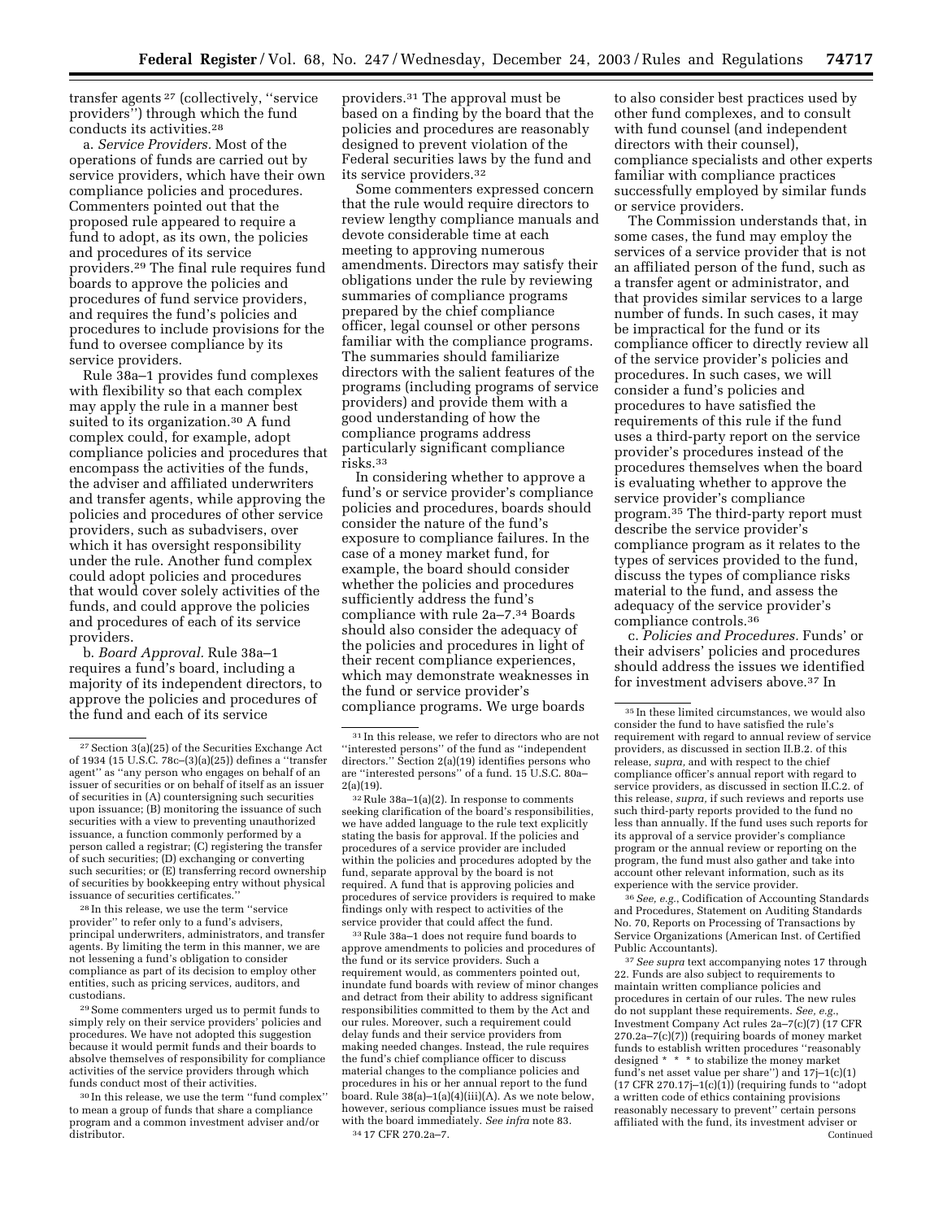transfer agents[27] (collectively, ''service providers'') through which the fund conducts its activities.[28]

a. *Service Providers.* Most of the operations of funds are carried out by service providers, which have their own compliance policies and procedures. Commenters pointed out that the proposed rule appeared to require a fund to adopt, as its own, the policies and procedures of its service providers.[29] The final rule requires fund boards to approve the policies and procedures of fund service providers, and requires the fund's policies and procedures to include provisions for the fund to oversee compliance by its service providers.

Rule 38a–1 provides fund complexes with flexibility so that each complex may apply the rule in a manner best suited to its organization.[30] A fund complex could, for example, adopt compliance policies and procedures that encompass the activities of the funds, the adviser and affiliated underwriters and transfer agents, while approving the policies and procedures of other service providers, such as subadvisers, over which it has oversight responsibility under the rule. Another fund complex could adopt policies and procedures that would cover solely activities of the funds, and could approve the policies and procedures of each of its service providers.

b. *Board Approval.* Rule 38a–1 requires a fund's board, including a majority of its independent directors, to approve the policies and procedures of the fund and each of its service providers.[31] The approval must be based on a finding by the board that the policies and procedures are reasonably designed to prevent violation of the Federal securities laws by the fund and its service providers.[32]

Some commenters expressed concern that the rule would require directors to review lengthy compliance manuals and devote considerable time at each meeting to approving numerous amendments. Directors may satisfy their obligations under the rule by reviewing summaries of compliance programs prepared by the chief compliance officer, legal counsel or other persons familiar with the compliance programs. The summaries should familiarize directors with the salient features of the programs (including programs of service providers) and provide them with a good understanding of how the compliance programs address particularly significant compliance risks.[33]

In considering whether to approve a fund's or service provider's compliance policies and procedures, boards should consider the nature of the fund's exposure to compliance failures. In the case of a money market fund, for example, the board should consider whether the policies and procedures sufficiently address the fund's compliance with rule 2a–7.[34] Boards should also consider the adequacy of the policies and procedures in light of their recent compliance experiences, which may demonstrate weaknesses in the fund or service provider's compliance programs. We urge boards to also consider best practices used by other fund complexes, and to consult with fund counsel (and independent directors with their counsel), compliance specialists and other experts familiar with compliance practices successfully employed by similar funds or service providers.

The Commission understands that, in some cases, the fund may employ the services of a service provider that is not an affiliated person of the fund, such as a transfer agent or administrator, and that provides similar services to a large number of funds. In such cases, it may be impractical for the fund or its compliance officer to directly review all of the service provider's policies and procedures. In such cases, we will consider a fund's policies and procedures to have satisfied the requirements of this rule if the fund uses a third-party report on the service provider's procedures instead of the procedures themselves when the board is evaluating whether to approve the service provider's compliance program.[35] The third-party report must describe the service provider's compliance program as it relates to the types of services provided to the fund, discuss the types of compliance risks material to the fund, and assess the adequacy of the service provider's compliance controls.[36]

c. *Policies and Procedures.* Funds' or their advisers' policies and procedures should address the issues we identified for investment advisers above.[37] In

---

[27] Section 3(a)(25) of the Securities Exchange Act of 1934 (15 U.S.C. 78c–(3)(a)(25)) defines a ''transfer agent'' as ''any person who engages on behalf of an issuer of securities or on behalf of itself as an issuer of securities in (A) countersigning such securities upon issuance; (B) monitoring the issuance of such securities with a view to preventing unauthorized issuance, a function commonly performed by a person called a registrar; (C) registering the transfer of such securities; (D) exchanging or converting such securities; or (E) transferring record ownership of securities by bookkeeping entry without physical issuance of securities certificates.''

[28] In this release, we use the term ''service provider'' to refer only to a fund's advisers, principal underwriters, administrators, and transfer agents. By limiting the term in this manner, we are not lessening a fund's obligation to consider compliance as part of its decision to employ other entities, such as pricing services, auditors, and custodians.

[29] Some commenters urged us to permit funds to simply rely on their service providers' policies and procedures. We have not adopted this suggestion because it would permit funds and their boards to absolve themselves of responsibility for compliance activities of the service providers through which funds conduct most of their activities.

[30] In this release, we use the term ''fund complex'' to mean a group of funds that share a compliance program and a common investment adviser and/or distributor.

[31] In this release, we refer to directors who are not ''interested persons'' of the fund as ''independent directors.'' Section 2(a)(19) identifies persons who are ''interested persons'' of a fund. 15 U.S.C. 80a–2(a)(19).

[32] Rule 38a–1(a)(2). In response to comments seeking clarification of the board's responsibilities, we have added language to the rule text explicitly stating the basis for approval. If the policies and procedures of a service provider are included within the policies and procedures adopted by the fund, separate approval by the board is not required. A fund that is approving policies and procedures of service providers is required to make findings only with respect to activities of the service provider that could affect the fund.

[33] Rule 38a–1 does not require fund boards to approve amendments to policies and procedures of the fund or its service providers. Such a requirement would, as commenters pointed out, inundate fund boards with review of minor changes and detract from their ability to address significant responsibilities committed to them by the Act and our rules. Moreover, such a requirement could delay funds and their service providers from making needed changes. Instead, the rule requires the fund's chief compliance officer to discuss material changes to the compliance policies and procedures in his or her annual report to the fund board. Rule 38(a)–1(a)(4)(iii)(A). As we note below, however, serious compliance issues must be raised with the board immediately. *See infra* note 83.

[34] 17 CFR 270.2a–7.

[35] In these limited circumstances, we would also consider the fund to have satisfied the rule's requirement with regard to annual review of service providers, as discussed in section II.B.2. of this release, *supra*, and with respect to the chief compliance officer's annual report with regard to service providers, as discussed in section II.C.2. of this release, *supra*, if such reviews and reports use such third-party reports provided to the fund no less than annually. If the fund uses such reports for its approval of a service provider's compliance program or the annual review or reporting on the program, the fund must also gather and take into account other relevant information, such as its experience with the service provider.

[36] *See, e.g.*, Codification of Accounting Standards and Procedures, Statement on Auditing Standards No. 70, Reports on Processing of Transactions by Service Organizations (American Inst. of Certified Public Accountants).

[37] *See supra* text accompanying notes 17 through 22. Funds are also subject to requirements to maintain written compliance policies and procedures in certain of our rules. The new rules do not supplant these requirements. *See, e.g.*, Investment Company Act rules 2a–7(c)(7) (17 CFR 270.2a–7(c)(7)) (requiring boards of money market funds to establish written procedures ''reasonably designed * * * to stabilize the money market fund's net asset value per share'') and 17j–1(c)(1) (17 CFR 270.17j–1(c)(1)) (requiring funds to ''adopt a written code of ethics containing provisions reasonably necessary to prevent'' certain persons affiliated with the fund, its investment adviser or

Continued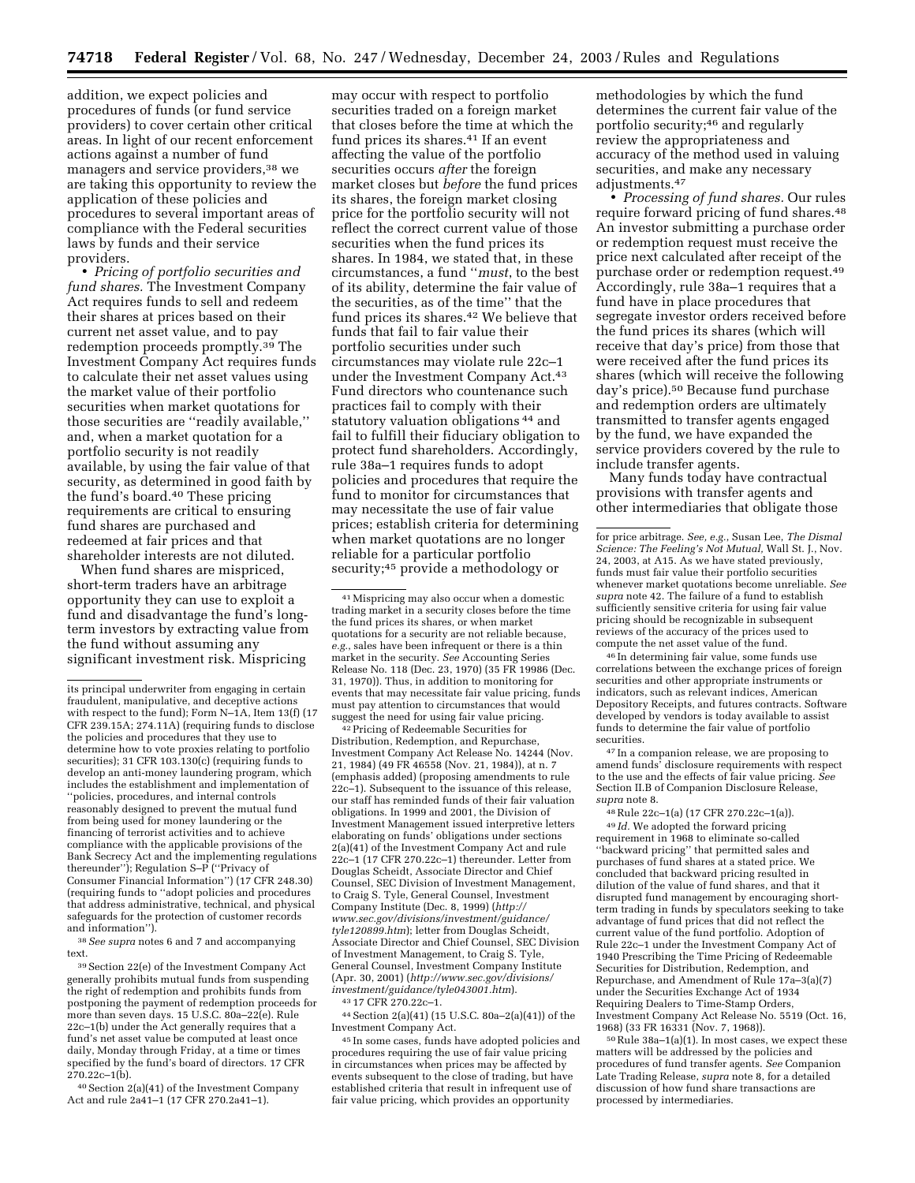addition, we expect policies and procedures of funds (or fund service providers) to cover certain other critical areas. In light of our recent enforcement actions against a number of fund managers and service providers,[38] we are taking this opportunity to review the application of these policies and procedures to several important areas of compliance with the Federal securities laws by funds and their service providers.

• *Pricing of portfolio securities and fund shares.* The Investment Company Act requires funds to sell and redeem their shares at prices based on their current net asset value, and to pay redemption proceeds promptly.[39] The Investment Company Act requires funds to calculate their net asset values using the market value of their portfolio securities when market quotations for those securities are ''readily available,'' and, when a market quotation for a portfolio security is not readily available, by using the fair value of that security, as determined in good faith by the fund's board.[40] These pricing requirements are critical to ensuring fund shares are purchased and redeemed at fair prices and that shareholder interests are not diluted.

When fund shares are mispriced, short-term traders have an arbitrage opportunity they can use to exploit a fund and disadvantage the fund's long-term investors by extracting value from the fund without assuming any significant investment risk. Mispricing may occur with respect to portfolio securities traded on a foreign market that closes before the time at which the fund prices its shares.[41] If an event affecting the value of the portfolio securities occurs *after* the foreign market closes but *before* the fund prices its shares, the foreign market closing price for the portfolio security will not reflect the correct current value of those securities when the fund prices its shares. In 1984, we stated that, in these circumstances, a fund ''*must*, to the best of its ability, determine the fair value of the securities, as of the time'' that the fund prices its shares.[42] We believe that funds that fail to fair value their portfolio securities under such circumstances may violate rule 22c–1 under the Investment Company Act.[43] Fund directors who countenance such practices fail to comply with their statutory valuation obligations [44] and fail to fulfill their fiduciary obligation to protect fund shareholders. Accordingly, rule 38a–1 requires funds to adopt policies and procedures that require the fund to monitor for circumstances that may necessitate the use of fair value prices; establish criteria for determining when market quotations are no longer reliable for a particular portfolio security;[45] provide a methodology or methodologies by which the fund determines the current fair value of the portfolio security;[46] and regularly review the appropriateness and accuracy of the method used in valuing securities, and make any necessary adjustments.[47]

• *Processing of fund shares.* Our rules require forward pricing of fund shares.[48] An investor submitting a purchase order or redemption request must receive the price next calculated after receipt of the purchase order or redemption request.[49] Accordingly, rule 38a–1 requires that a fund have in place procedures that segregate investor orders received before the fund prices its shares (which will receive that day's price) from those that were received after the fund prices its shares (which will receive the following day's price).[50] Because fund purchase and redemption orders are ultimately transmitted to transfer agents engaged by the fund, we have expanded the service providers covered by the rule to include transfer agents.

Many funds today have contractual provisions with transfer agents and other intermediaries that obligate those

---

its principal underwriter from engaging in certain fraudulent, manipulative, and deceptive actions with respect to the fund); Form N–1A, Item 13(f) (17 CFR 239.15A; 274.11A) (requiring funds to disclose the policies and procedures that they use to determine how to vote proxies relating to portfolio securities); 31 CFR 103.130(c) (requiring funds to develop an anti-money laundering program, which includes the establishment and implementation of ''policies, procedures, and internal controls reasonably designed to prevent the mutual fund from being used for money laundering or the financing of terrorist activities and to achieve compliance with the applicable provisions of the Bank Secrecy Act and the implementing regulations thereunder''); Regulation S–P (''Privacy of Consumer Financial Information'') (17 CFR 248.30) (requiring funds to ''adopt policies and procedures that address administrative, technical, and physical safeguards for the protection of customer records and information'').

[38] *See supra* notes 6 and 7 and accompanying text.

[39] Section 22(e) of the Investment Company Act generally prohibits mutual funds from suspending the right of redemption and prohibits funds from postponing the payment of redemption proceeds for more than seven days. 15 U.S.C. 80a–22(e). Rule 22c–1(b) under the Act generally requires that a fund's net asset value be computed at least once daily, Monday through Friday, at a time or times specified by the fund's board of directors. 17 CFR 270.22c–1(b).

[40] Section 2(a)(41) of the Investment Company Act and rule 2a41–1 (17 CFR 270.2a41–1).

[41] Mispricing may also occur when a domestic trading market in a security closes before the time the fund prices its shares, or when market quotations for a security are not reliable because, *e.g.*, sales have been infrequent or there is a thin market in the security. *See* Accounting Series Release No. 118 (Dec. 23, 1970) (35 FR 19986 (Dec. 31, 1970)). Thus, in addition to monitoring for events that may necessitate fair value pricing, funds must pay attention to circumstances that would suggest the need for using fair value pricing.

[42] Pricing of Redeemable Securities for Distribution, Redemption, and Repurchase, Investment Company Act Release No. 14244 (Nov. 21, 1984) (49 FR 46558 (Nov. 21, 1984)), at n. 7 (emphasis added) (proposing amendments to rule 22c–1). Subsequent to the issuance of this release, our staff has reminded funds of their fair valuation obligations. In 1999 and 2001, the Division of Investment Management issued interpretive letters elaborating on funds' obligations under sections 2(a)(41) of the Investment Company Act and rule 22c–1 (17 CFR 270.22c–1) thereunder. Letter from Douglas Scheidt, Associate Director and Chief Counsel, SEC Division of Investment Management, to Craig S. Tyle, General Counsel, Investment Company Institute (Dec. 8, 1999) (*http://www.sec.gov/divisions/investment/guidance/tyle120899.htm*); letter from Douglas Scheidt, Associate Director and Chief Counsel, SEC Division of Investment Management, to Craig S. Tyle, General Counsel, Investment Company Institute (Apr. 30, 2001) (*http://www.sec.gov/divisions/investment/guidance/tyle043001.htm*).

[43] 17 CFR 270.22c–1.

[44] Section 2(a)(41) (15 U.S.C. 80a–2(a)(41)) of the Investment Company Act.

[45] In some cases, funds have adopted policies and procedures requiring the use of fair value pricing in circumstances when prices may be affected by events subsequent to the close of trading, but have established criteria that result in infrequent use of fair value pricing, which provides an opportunity for price arbitrage. *See, e.g.*, Susan Lee, *The Dismal Science: The Feeling's Not Mutual*, Wall St. J., Nov. 24, 2003, at A15. As we have stated previously, funds must fair value their portfolio securities whenever market quotations become unreliable. *See supra* note 42. The failure of a fund to establish sufficiently sensitive criteria for using fair value pricing should be recognizable in subsequent reviews of the accuracy of the prices used to compute the net asset value of the fund.

[46] In determining fair value, some funds use correlations between the exchange prices of foreign securities and other appropriate instruments or indicators, such as relevant indices, American Depository Receipts, and futures contracts. Software developed by vendors is today available to assist funds to determine the fair value of portfolio securities.

[47] In a companion release, we are proposing to amend funds' disclosure requirements with respect to the use and the effects of fair value pricing. *See* Section II.B of Companion Disclosure Release, *supra* note 8.

[48] Rule 22c–1(a) (17 CFR 270.22c–1(a)).

[49] *Id.* We adopted the forward pricing requirement in 1968 to eliminate so-called ''backward pricing'' that permitted sales and purchases of fund shares at a stated price. We concluded that backward pricing resulted in dilution of the value of fund shares, and that it disrupted fund management by encouraging short-term trading in funds by speculators seeking to take advantage of fund prices that did not reflect the current value of the fund portfolio. Adoption of Rule 22c–1 under the Investment Company Act of 1940 Prescribing the Time Pricing of Redeemable Securities for Distribution, Redemption, and Repurchase, and Amendment of Rule 17a–3(a)(7) under the Securities Exchange Act of 1934 Requiring Dealers to Time-Stamp Orders, Investment Company Act Release No. 5519 (Oct. 16, 1968) (33 FR 16331 (Nov. 7, 1968)).

[50] Rule 38a–1(a)(1). In most cases, we expect these matters will be addressed by the policies and procedures of fund transfer agents. *See* Companion Late Trading Release, *supra* note 8, for a detailed discussion of how fund share transactions are processed by intermediaries.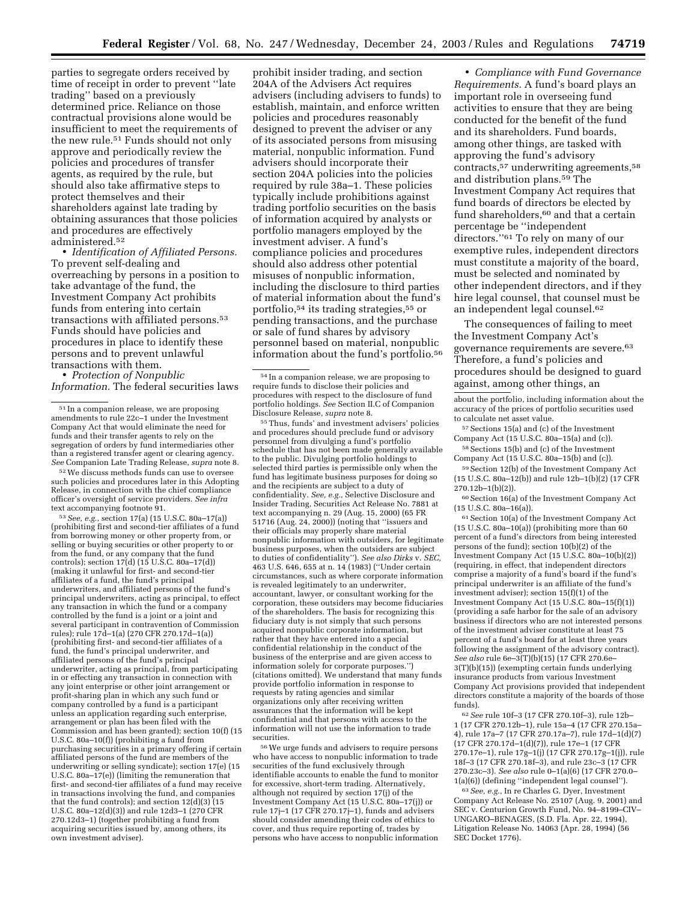parties to segregate orders received by time of receipt in order to prevent ''late trading'' based on a previously determined price. Reliance on those contractual provisions alone would be insufficient to meet the requirements of the new rule.[51] Funds should not only approve and periodically review the policies and procedures of transfer agents, as required by the rule, but should also take affirmative steps to protect themselves and their shareholders against late trading by obtaining assurances that those policies and procedures are effectively administered.[52]

• *Identification of Affiliated Persons.* To prevent self-dealing and overreaching by persons in a position to take advantage of the fund, the Investment Company Act prohibits funds from entering into certain transactions with affiliated persons.[53] Funds should have policies and procedures in place to identify these persons and to prevent unlawful transactions with them.

• *Protection of Nonpublic Information.* The federal securities laws prohibit insider trading, and section 204A of the Advisers Act requires advisers (including advisers to funds) to establish, maintain, and enforce written policies and procedures reasonably designed to prevent the adviser or any of its associated persons from misusing material, nonpublic information. Fund advisers should incorporate their section 204A policies into the policies required by rule 38a–1. These policies typically include prohibitions against trading portfolio securities on the basis of information acquired by analysts or portfolio managers employed by the investment adviser. A fund's compliance policies and procedures should also address other potential misuses of nonpublic information, including the disclosure to third parties of material information about the fund's portfolio,[54] its trading strategies,[55] or pending transactions, and the purchase or sale of fund shares by advisory personnel based on material, nonpublic information about the fund's portfolio.[56]

• *Compliance with Fund Governance Requirements.* A fund's board plays an important role in overseeing fund activities to ensure that they are being conducted for the benefit of the fund and its shareholders. Fund boards, among other things, are tasked with approving the fund's advisory contracts,[57] underwriting agreements,[58] and distribution plans.[59] The Investment Company Act requires that fund boards of directors be elected by fund shareholders,[60] and that a certain percentage be ''independent directors.''[61] To rely on many of our exemptive rules, independent directors must constitute a majority of the board, must be selected and nominated by other independent directors, and if they hire legal counsel, that counsel must be an independent legal counsel.[62]

The consequences of failing to meet the Investment Company Act's governance requirements are severe.[63] Therefore, a fund's policies and procedures should be designed to guard against, among other things, an

---

[51] In a companion release, we are proposing amendments to rule 22c–1 under the Investment Company Act that would eliminate the need for funds and their transfer agents to rely on the segregation of orders by fund intermediaries other than a registered transfer agent or clearing agency. *See* Companion Late Trading Release, *supra* note 8.

[52] We discuss methods funds can use to oversee such policies and procedures later in this Adopting Release, in connection with the chief compliance officer's oversight of service providers. *See infra* text accompanying footnote 91.

[53] *See, e.g.*, section 17(a) (15 U.S.C. 80a–17(a)) (prohibiting first and second-tier affiliates of a fund from borrowing money or other property from, or selling or buying securities or other property to or from the fund, or any company that the fund controls); section 17(d) (15 U.S.C. 80a–17(d)) (making it unlawful for first- and second-tier affiliates of a fund, the fund's principal underwriters, and affiliated persons of the fund's principal underwriters, acting as principal, to effect any transaction in which the fund or a company controlled by the fund is a joint or a joint and several participant in contravention of Commission rules); rule 17d–1(a) (270 CFR 270.17d–1(a)) (prohibiting first- and second-tier affiliates of a fund, the fund's principal underwriter, and affiliated persons of the fund's principal underwriter, acting as principal, from participating in or effecting any transaction in connection with any joint enterprise or other joint arrangement or profit-sharing plan in which any such fund or company controlled by a fund is a participant unless an application regarding such enterprise, arrangement or plan has been filed with the Commission and has been granted); section 10(f) (15 U.S.C. 80a–10(f)) (prohibiting a fund from purchasing securities in a primary offering if certain affiliated persons of the fund are members of the underwriting or selling syndicate); section 17(e) (15 U.S.C. 80a–17(e)) (limiting the remuneration that first- and second-tier affiliates of a fund may receive in transactions involving the fund, and companies that the fund controls); and section 12(d)(3) (15 U.S.C. 80a–12(d)(3)) and rule 12d3–1 (270 CFR 270.12d3–1) (together prohibiting a fund from acquiring securities issued by, among others, its own investment adviser).

[54] In a companion release, we are proposing to require funds to disclose their policies and procedures with respect to the disclosure of fund portfolio holdings. *See* Section II.C of Companion Disclosure Release, *supra* note 8.

[55] Thus, funds' and investment advisers' policies and procedures should preclude fund or advisory personnel from divulging a fund's portfolio schedule that has not been made generally available to the public. Divulging portfolio holdings to selected third parties is permissible only when the fund has legitimate business purposes for doing so and the recipients are subject to a duty of confidentiality. *See, e.g.*, Selective Disclosure and Insider Trading, Securities Act Release No. 7881 at text accompanying n. 29 (Aug. 15, 2000) (65 FR 51716 (Aug. 24, 2000)) (noting that ''issuers and their officials may properly share material nonpublic information with outsiders, for legitimate business purposes, when the outsiders are subject to duties of confidentiality''). *See also Dirks* v. *SEC,* 463 U.S. 646, 655 at n. 14 (1983) (''Under certain circumstances, such as where corporate information is revealed legitimately to an underwriter, accountant, lawyer, or consultant working for the corporation, these outsiders may become fiduciaries of the shareholders. The basis for recognizing this fiduciary duty is not simply that such persons acquired nonpublic corporate information, but rather that they have entered into a special confidential relationship in the conduct of the business of the enterprise and are given access to information solely for corporate purposes.'') (citations omitted). We understand that many funds provide portfolio information in response to requests by rating agencies and similar organizations only after receiving written assurances that the information will be kept confidential and that persons with access to the information will not use the information to trade securities.

[56] We urge funds and advisers to require persons who have access to nonpublic information to trade securities of the fund exclusively through identifiable accounts to enable the fund to monitor for excessive, short-term trading. Alternatively, although not required by section 17(j) of the Investment Company Act (15 U.S.C. 80a–17(j)) or rule 17j–1 (17 CFR 270.17j–1), funds and advisers should consider amending their codes of ethics to cover, and thus require reporting of, trades by persons who have access to nonpublic information about the portfolio, including information about the accuracy of the prices of portfolio securities used to calculate net asset value.

[57] Sections 15(a) and (c) of the Investment Company Act (15 U.S.C. 80a–15(a) and (c)).

[58] Sections 15(b) and (c) of the Investment Company Act (15 U.S.C. 80a–15(b) and (c)).

[59] Section 12(b) of the Investment Company Act (15 U.S.C. 80a–12(b)) and rule 12b–1(b)(2) (17 CFR 270.12b–1(b)(2)).

[60] Section 16(a) of the Investment Company Act (15 U.S.C. 80a–16(a)).

[61] Section 10(a) of the Investment Company Act (15 U.S.C. 80a–10(a)) (prohibiting more than 60 percent of a fund's directors from being interested persons of the fund); section 10(b)(2) of the Investment Company Act (15 U.S.C. 80a–10(b)(2)) (requiring, in effect, that independent directors comprise a majority of a fund's board if the fund's principal underwriter is an affiliate of the fund's investment adviser); section 15(f)(1) of the Investment Company Act (15 U.S.C. 80a–15(f)(1)) (providing a safe harbor for the sale of an advisory business if directors who are not interested persons of the investment adviser constitute at least 75 percent of a fund's board for at least three years following the assignment of the advisory contract). *See also* rule 6e–3(T)(b)(15) (17 CFR 270.6e–3(T)(b)(15)) (exempting certain funds underlying insurance products from various Investment Company Act provisions provided that independent directors constitute a majority of the boards of those funds).

[62] *See* rule 10f–3 (17 CFR 270.10f–3), rule 12b–1 (17 CFR 270.12b–1), rule 15a–4 (17 CFR 270.15a–4), rule 17a–7 (17 CFR 270.17a–7), rule 17d–1(d)(7) (17 CFR 270.17d–1(d)(7)), rule 17e–1 (17 CFR 270.17e–1), rule 17g–1(j) (17 CFR 270.17g–1(j)), rule 18f–3 (17 CFR 270.18f–3), and rule 23c–3 (17 CFR 270.23c–3). *See also* rule 0–1(a)(6) (17 CFR 270.0–1(a)(6)) (defining ''independent legal counsel'').

[63] *See, e.g.*, In re Charles G. Dyer, Investment Company Act Release No. 25107 (Aug. 9, 2001) and SEC v. Centurion Growth Fund, No. 94–8199–CIV–UNGARO–BENAGES, (S.D. Fla. Apr. 22, 1994), Litigation Release No. 14063 (Apr. 28, 1994) (56 SEC Docket 1776).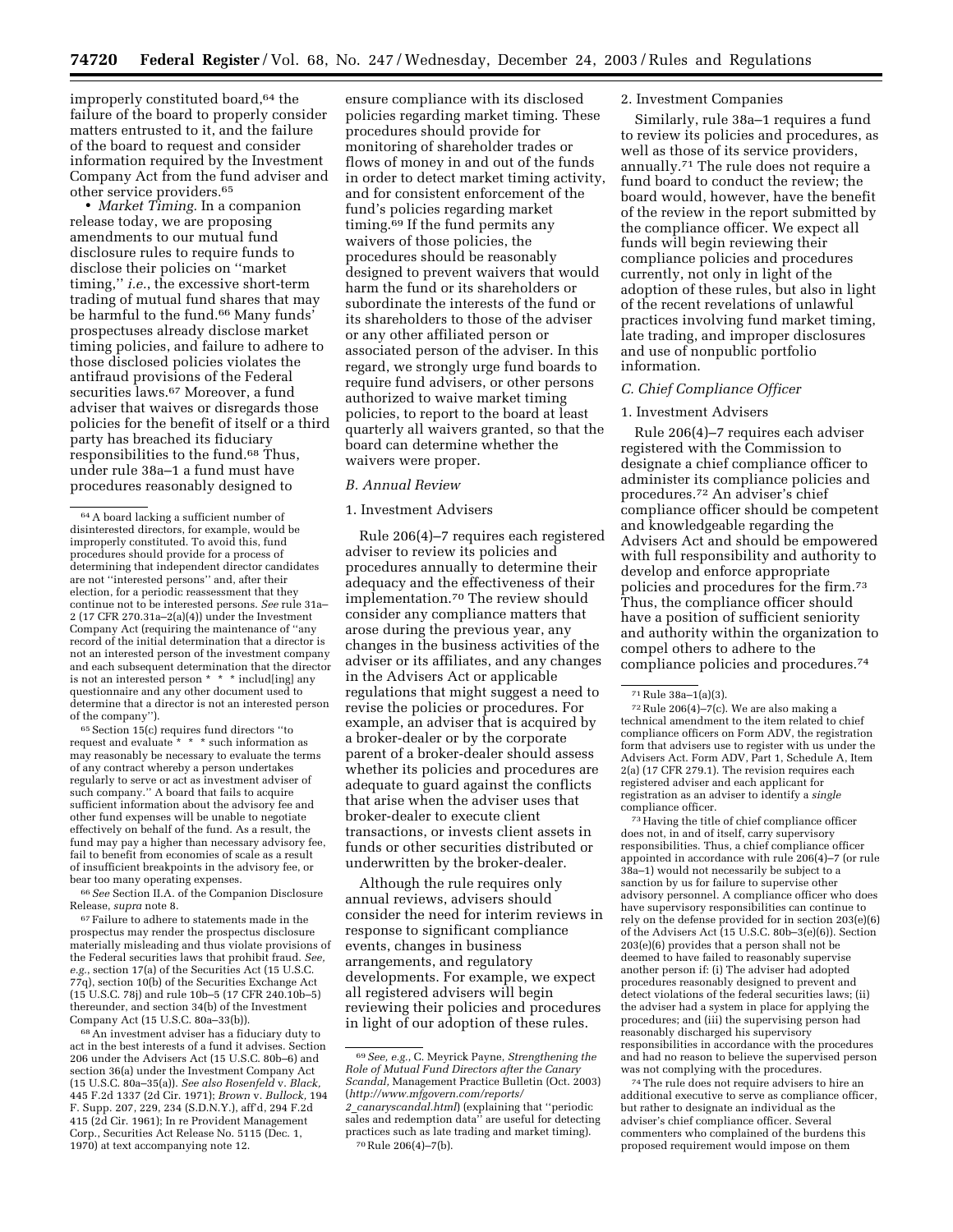improperly constituted board,[64] the failure of the board to properly consider matters entrusted to it, and the failure of the board to request and consider information required by the Investment Company Act from the fund adviser and other service providers.[65]

• *Market Timing.* In a companion release today, we are proposing amendments to our mutual fund disclosure rules to require funds to disclose their policies on ''market timing,'' *i.e.*, the excessive short-term trading of mutual fund shares that may be harmful to the fund.[66] Many funds' prospectuses already disclose market timing policies, and failure to adhere to those disclosed policies violates the antifraud provisions of the Federal securities laws.[67] Moreover, a fund adviser that waives or disregards those policies for the benefit of itself or a third party has breached its fiduciary responsibilities to the fund.[68] Thus, under rule 38a–1 a fund must have procedures reasonably designed to ensure compliance with its disclosed policies regarding market timing. These procedures should provide for monitoring of shareholder trades or flows of money in and out of the funds in order to detect market timing activity, and for consistent enforcement of the fund's policies regarding market timing.[69] If the fund permits any waivers of those policies, the procedures should be reasonably designed to prevent waivers that would harm the fund or its shareholders or subordinate the interests of the fund or its shareholders to those of the adviser or any other affiliated person or associated person of the adviser. In this regard, we strongly urge fund boards to require fund advisers, or other persons authorized to waive market timing policies, to report to the board at least quarterly all waivers granted, so that the board can determine whether the waivers were proper.

### *B. Annual Review*

#### 1. Investment Advisers

Rule 206(4)–7 requires each registered adviser to review its policies and procedures annually to determine their adequacy and the effectiveness of their implementation.[70] The review should consider any compliance matters that arose during the previous year, any changes in the business activities of the adviser or its affiliates, and any changes in the Advisers Act or applicable regulations that might suggest a need to revise the policies or procedures. For example, an adviser that is acquired by a broker-dealer or by the corporate parent of a broker-dealer should assess whether its policies and procedures are adequate to guard against the conflicts that arise when the adviser uses that broker-dealer to execute client transactions, or invests client assets in funds or other securities distributed or underwritten by the broker-dealer.

Although the rule requires only annual reviews, advisers should consider the need for interim reviews in response to significant compliance events, changes in business arrangements, and regulatory developments. For example, we expect all registered advisers will begin reviewing their policies and procedures in light of our adoption of these rules.

#### 2. Investment Companies

Similarly, rule 38a–1 requires a fund to review its policies and procedures, as well as those of its service providers, annually.[71] The rule does not require a fund board to conduct the review; the board would, however, have the benefit of the review in the report submitted by the compliance officer. We expect all funds will begin reviewing their compliance policies and procedures currently, not only in light of the adoption of these rules, but also in light of the recent revelations of unlawful practices involving fund market timing, late trading, and improper disclosures and use of nonpublic portfolio information.

### *C. Chief Compliance Officer*

#### 1. Investment Advisers

Rule 206(4)–7 requires each adviser registered with the Commission to designate a chief compliance officer to administer its compliance policies and procedures.[72] An adviser's chief compliance officer should be competent and knowledgeable regarding the Advisers Act and should be empowered with full responsibility and authority to develop and enforce appropriate policies and procedures for the firm.[73] Thus, the compliance officer should have a position of sufficient seniority and authority within the organization to compel others to adhere to the compliance policies and procedures.[74]

---

[64] A board lacking a sufficient number of disinterested directors, for example, would be improperly constituted. To avoid this, fund procedures should provide for a process of determining that independent director candidates are not ''interested persons'' and, after their election, for a periodic reassessment that they continue not to be interested persons. *See* rule 31a–2 (17 CFR 270.31a–2(a)(4)) under the Investment Company Act (requiring the maintenance of ''any record of the initial determination that a director is not an interested person of the investment company and each subsequent determination that the director is not an interested person * * * includ[ing] any questionnaire and any other document used to determine that a director is not an interested person of the company'').

[65] Section 15(c) requires fund directors ''to request and evaluate * * * such information as may reasonably be necessary to evaluate the terms of any contract whereby a person undertakes regularly to serve or act as investment adviser of such company.'' A board that fails to acquire sufficient information about the advisory fee and other fund expenses will be unable to negotiate effectively on behalf of the fund. As a result, the fund may pay a higher than necessary advisory fee, fail to benefit from economies of scale as a result of insufficient breakpoints in the advisory fee, or bear too many operating expenses.

[66] *See* Section II.A. of the Companion Disclosure Release, *supra* note 8.

[67] Failure to adhere to statements made in the prospectus may render the prospectus disclosure materially misleading and thus violate provisions of the Federal securities laws that prohibit fraud. *See, e.g.*, section 17(a) of the Securities Act (15 U.S.C. 77q), section 10(b) of the Securities Exchange Act (15 U.S.C. 78j) and rule 10b–5 (17 CFR 240.10b–5) thereunder, and section 34(b) of the Investment Company Act (15 U.S.C. 80a–33(b)).

[68] An investment adviser has a fiduciary duty to act in the best interests of a fund it advises. Section 206 under the Advisers Act (15 U.S.C. 80b–6) and section 36(a) under the Investment Company Act (15 U.S.C. 80a–35(a)). *See also Rosenfeld* v. *Black,* 445 F.2d 1337 (2d Cir. 1971); *Brown* v. *Bullock,* 194 F. Supp. 207, 229, 234 (S.D.N.Y.), aff'd, 294 F.2d 415 (2d Cir. 1961); In re Provident Management Corp., Securities Act Release No. 5115 (Dec. 1, 1970) at text accompanying note 12.

[69] *See, e.g.*, C. Meyrick Payne, *Strengthening the Role of Mutual Fund Directors after the Canary Scandal,* Management Practice Bulletin (Oct. 2003) (*http://www.mfgovern.com/reports/2_canaryscandal.html*) (explaining that ''periodic sales and redemption data'' are useful for detecting practices such as late trading and market timing).

[70] Rule 206(4)–7(b).

[71] Rule 38a–1(a)(3).

[72] Rule 206(4)–7(c). We are also making a technical amendment to the item related to chief compliance officers on Form ADV, the registration form that advisers use to register with us under the Advisers Act. Form ADV, Part 1, Schedule A, Item 2(a) (17 CFR 279.1). The revision requires each registered adviser and each applicant for registration as an adviser to identify a *single* compliance officer.

[73] Having the title of chief compliance officer does not, in and of itself, carry supervisory responsibilities. Thus, a chief compliance officer appointed in accordance with rule 206(4)–7 (or rule 38a–1) would not necessarily be subject to a sanction by us for failure to supervise other advisory personnel. A compliance officer who does have supervisory responsibilities can continue to rely on the defense provided for in section 203(e)(6) of the Advisers Act (15 U.S.C. 80b–3(e)(6)). Section 203(e)(6) provides that a person shall not be deemed to have failed to reasonably supervise another person if: (i) The adviser had adopted procedures reasonably designed to prevent and detect violations of the federal securities laws; (ii) the adviser had a system in place for applying the procedures; and (iii) the supervising person had reasonably discharged his supervisory responsibilities in accordance with the procedures and had no reason to believe the supervised person was not complying with the procedures.

[74] The rule does not require advisers to hire an additional executive to serve as compliance officer, but rather to designate an individual as the adviser's chief compliance officer. Several commenters who complained of the burdens this proposed requirement would impose on them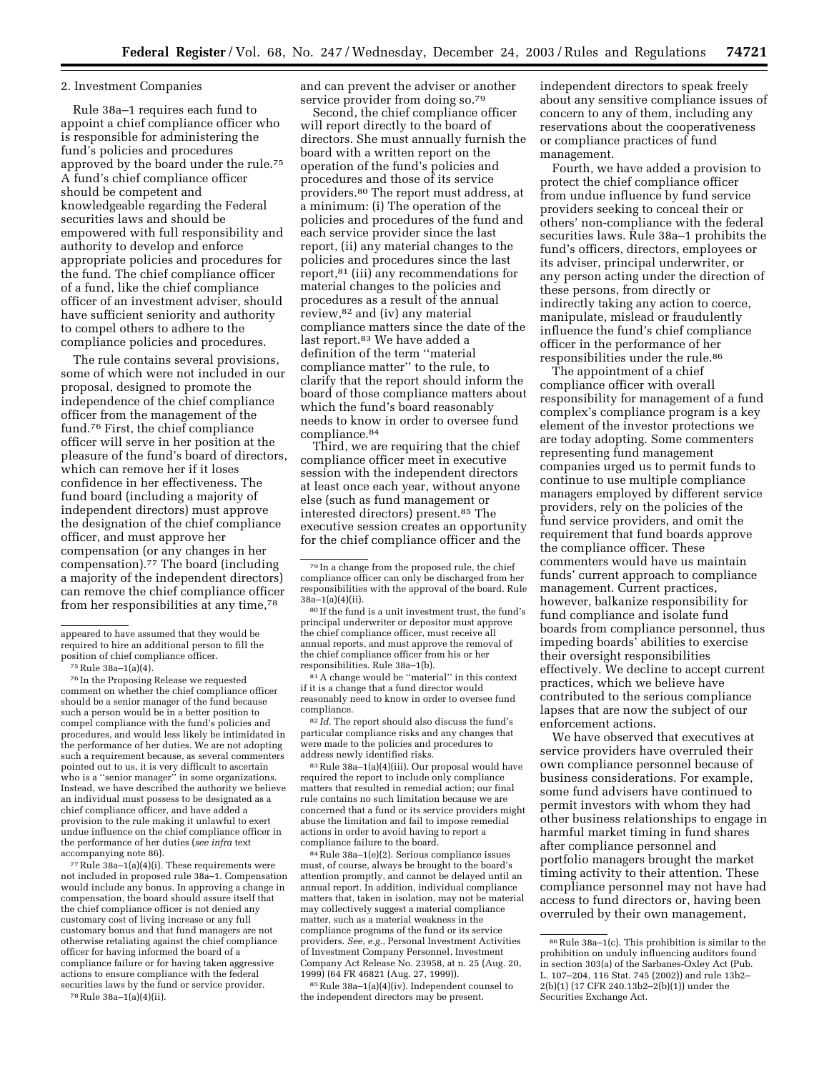#### 2. Investment Companies

Rule 38a–1 requires each fund to appoint a chief compliance officer who is responsible for administering the fund's policies and procedures approved by the board under the rule.[75] A fund's chief compliance officer should be competent and knowledgeable regarding the Federal securities laws and should be empowered with full responsibility and authority to develop and enforce appropriate policies and procedures for the fund. The chief compliance officer of a fund, like the chief compliance officer of an investment adviser, should have sufficient seniority and authority to compel others to adhere to the compliance policies and procedures.

The rule contains several provisions, some of which were not included in our proposal, designed to promote the independence of the chief compliance officer from the management of the fund.[76] First, the chief compliance officer will serve in her position at the pleasure of the fund's board of directors, which can remove her if it loses confidence in her effectiveness. The fund board (including a majority of independent directors) must approve the designation of the chief compliance officer, and must approve her compensation (or any changes in her compensation).[77] The board (including a majority of the independent directors) can remove the chief compliance officer from her responsibilities at any time,[78] and can prevent the adviser or another service provider from doing so.[79]

Second, the chief compliance officer will report directly to the board of directors. She must annually furnish the board with a written report on the operation of the fund's policies and procedures and those of its service providers.[80] The report must address, at a minimum: (i) The operation of the policies and procedures of the fund and each service provider since the last report, (ii) any material changes to the policies and procedures since the last report,[81] (iii) any recommendations for material changes to the policies and procedures as a result of the annual review,[82] and (iv) any material compliance matters since the date of the last report.[83] We have added a definition of the term ''material compliance matter'' to the rule, to clarify that the report should inform the board of those compliance matters about which the fund's board reasonably needs to know in order to oversee fund compliance.[84]

Third, we are requiring that the chief compliance officer meet in executive session with the independent directors at least once each year, without anyone else (such as fund management or interested directors) present.[85] The executive session creates an opportunity for the chief compliance officer and the independent directors to speak freely about any sensitive compliance issues of concern to any of them, including any reservations about the cooperativeness or compliance practices of fund management.

Fourth, we have added a provision to protect the chief compliance officer from undue influence by fund service providers seeking to conceal their or others' non-compliance with the federal securities laws. Rule 38a–1 prohibits the fund's officers, directors, employees or its adviser, principal underwriter, or any person acting under the direction of these persons, from directly or indirectly taking any action to coerce, manipulate, mislead or fraudulently influence the fund's chief compliance officer in the performance of her responsibilities under the rule.[86]

The appointment of a chief compliance officer with overall responsibility for management of a fund complex's compliance program is a key element of the investor protections we are today adopting. Some commenters representing fund management companies urged us to permit funds to continue to use multiple compliance managers employed by different service providers, rely on the policies of the fund service providers, and omit the requirement that fund boards approve the compliance officer. These commenters would have us maintain funds' current approach to compliance management. Current practices, however, balkanize responsibility for fund compliance and isolate fund boards from compliance personnel, thus impeding boards' abilities to exercise their oversight responsibilities effectively. We decline to accept current practices, which we believe have contributed to the serious compliance lapses that are now the subject of our enforcement actions.

We have observed that executives at service providers have overruled their own compliance personnel because of business considerations. For example, some fund advisers have continued to permit investors with whom they had other business relationships to engage in harmful market timing in fund shares after compliance personnel and portfolio managers brought the market timing activity to their attention. These compliance personnel may not have had access to fund directors or, having been overruled by their own management,

---

appeared to have assumed that they would be required to hire an additional person to fill the position of chief compliance officer.

[75] Rule 38a–1(a)(4).

[76] In the Proposing Release we requested comment on whether the chief compliance officer should be a senior manager of the fund because such a person would be in a better position to compel compliance with the fund's policies and procedures, and would less likely be intimidated in the performance of her duties. We are not adopting such a requirement because, as several commenters pointed out to us, it is very difficult to ascertain who is a ''senior manager'' in some organizations. Instead, we have described the authority we believe an individual must possess to be designated as a chief compliance officer, and have added a provision to the rule making it unlawful to exert undue influence on the chief compliance officer in the performance of her duties (*see infra* text accompanying note 86).

[77] Rule 38a–1(a)(4)(i). These requirements were not included in proposed rule 38a–1. Compensation would include any bonus. In approving a change in compensation, the board should assure itself that the chief compliance officer is not denied any customary cost of living increase or any full customary bonus and that fund managers are not otherwise retaliating against the chief compliance officer for having informed the board of a compliance failure or for having taken aggressive actions to ensure compliance with the federal securities laws by the fund or service provider.

[78] Rule 38a–1(a)(4)(ii).

[79] In a change from the proposed rule, the chief compliance officer can only be discharged from her responsibilities with the approval of the board. Rule 38a–1(a)(4)(ii).

[80] If the fund is a unit investment trust, the fund's principal underwriter or depositor must approve the chief compliance officer, must receive all annual reports, and must approve the removal of the chief compliance officer from his or her responsibilities. Rule 38a–1(b).

[81] A change would be ''material'' in this context if it is a change that a fund director would reasonably need to know in order to oversee fund compliance.

[82] *Id.* The report should also discuss the fund's particular compliance risks and any changes that were made to the policies and procedures to address newly identified risks.

[83] Rule 38a–1(a)(4)(iii). Our proposal would have required the report to include only compliance matters that resulted in remedial action; our final rule contains no such limitation because we are concerned that a fund or its service providers might abuse the limitation and fail to impose remedial actions in order to avoid having to report a compliance failure to the board.

[84] Rule 38a–1(e)(2). Serious compliance issues must, of course, always be brought to the board's attention promptly, and cannot be delayed until an annual report. In addition, individual compliance matters that, taken in isolation, may not be material may collectively suggest a material compliance matter, such as a material weakness in the compliance programs of the fund or its service providers. *See, e.g.*, Personal Investment Activities of Investment Company Personnel, Investment Company Act Release No. 23958, at n. 25 (Aug. 20, 1999) (64 FR 46821 (Aug. 27, 1999)).

[85] Rule 38a–1(a)(4)(iv). Independent counsel to the independent directors may be present.

[86] Rule 38a–1(c). This prohibition is similar to the prohibition on unduly influencing auditors found in section 303(a) of the Sarbanes-Oxley Act (Pub. L. 107–204, 116 Stat. 745 (2002)) and rule 13b2–2(b)(1) (17 CFR 240.13b2–2(b)(1)) under the Securities Exchange Act.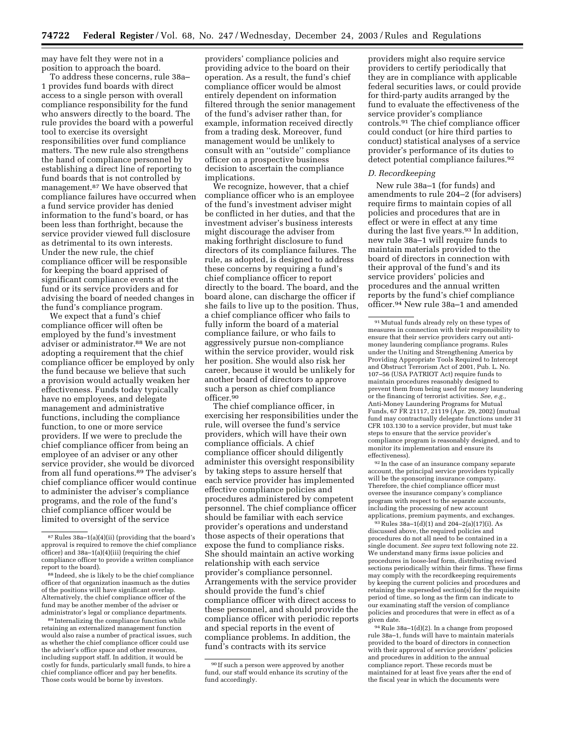may have felt they were not in a position to approach the board.

To address these concerns, rule 38a–1 provides fund boards with direct access to a single person with overall compliance responsibility for the fund who answers directly to the board. The rule provides the board with a powerful tool to exercise its oversight responsibilities over fund compliance matters. The new rule also strengthens the hand of compliance personnel by establishing a direct line of reporting to fund boards that is not controlled by management.[87] We have observed that compliance failures have occurred when a fund service provider has denied information to the fund's board, or has been less than forthright, because the service provider viewed full disclosure as detrimental to its own interests. Under the new rule, the chief compliance officer will be responsible for keeping the board apprised of significant compliance events at the fund or its service providers and for advising the board of needed changes in the fund's compliance program.

We expect that a fund's chief compliance officer will often be employed by the fund's investment adviser or administrator.[88] We are not adopting a requirement that the chief compliance officer be employed by only the fund because we believe that such a provision would actually weaken her effectiveness. Funds today typically have no employees, and delegate management and administrative functions, including the compliance function, to one or more service providers. If we were to preclude the chief compliance officer from being an employee of an adviser or any other service provider, she would be divorced from all fund operations.[89] The adviser's chief compliance officer would continue to administer the adviser's compliance programs, and the role of the fund's chief compliance officer would be limited to oversight of the service providers' compliance policies and providing advice to the board on their operation. As a result, the fund's chief compliance officer would be almost entirely dependent on information filtered through the senior management of the fund's adviser rather than, for example, information received directly from a trading desk. Moreover, fund management would be unlikely to consult with an ''outside'' compliance officer on a prospective business decision to ascertain the compliance implications.

We recognize, however, that a chief compliance officer who is an employee of the fund's investment adviser might be conflicted in her duties, and that the investment adviser's business interests might discourage the adviser from making forthright disclosure to fund directors of its compliance failures. The rule, as adopted, is designed to address these concerns by requiring a fund's chief compliance officer to report directly to the board. The board, and the board alone, can discharge the officer if she fails to live up to the position. Thus, a chief compliance officer who fails to fully inform the board of a material compliance failure, or who fails to aggressively pursue non-compliance within the service provider, would risk her position. She would also risk her career, because it would be unlikely for another board of directors to approve such a person as chief compliance officer.[90]

The chief compliance officer, in exercising her responsibilities under the rule, will oversee the fund's service providers, which will have their own compliance officials. A chief compliance officer should diligently administer this oversight responsibility by taking steps to assure herself that each service provider has implemented effective compliance policies and procedures administered by competent personnel. The chief compliance officer should be familiar with each service provider's operations and understand those aspects of their operations that expose the fund to compliance risks. She should maintain an active working relationship with each service provider's compliance personnel. Arrangements with the service provider should provide the fund's chief compliance officer with direct access to these personnel, and should provide the compliance officer with periodic reports and special reports in the event of compliance problems. In addition, the fund's contracts with its service providers might also require service providers to certify periodically that they are in compliance with applicable federal securities laws, or could provide for third-party audits arranged by the fund to evaluate the effectiveness of the service provider's compliance controls.[91] The chief compliance officer could conduct (or hire third parties to conduct) statistical analyses of a service provider's performance of its duties to detect potential compliance failures.[92]

### D. Recordkeeping

New rule 38a–1 (for funds) and amendments to rule 204–2 (for advisers) require firms to maintain copies of all policies and procedures that are in effect or were in effect at any time during the last five years.[93] In addition, new rule 38a–1 will require funds to maintain materials provided to the board of directors in connection with their approval of the fund's and its service providers' policies and procedures and the annual written reports by the fund's chief compliance officer.[94] New rule 38a–1 and amended

---

[87] Rules 38a–1(a)(4)(ii) (providing that the board's approval is required to remove the chief compliance officer) and 38a–1(a)(4)(iii) (requiring the chief compliance officer to provide a written compliance report to the board).

[88] Indeed, she is likely to be the chief compliance officer of that organization inasmuch as the duties of the positions will have significant overlap. Alternatively, the chief compliance officer of the fund may be another member of the adviser or administrator's legal or compliance departments.

[89] Internalizing the compliance function while retaining an externalized management function would also raise a number of practical issues, such as whether the chief compliance officer could use the adviser's office space and other resources, including support staff. In addition, it would be costly for funds, particularly small funds, to hire a chief compliance officer and pay her benefits. Those costs would be borne by investors.

[90] If such a person were approved by another fund, our staff would enhance its scrutiny of the fund accordingly.

[91] Mutual funds already rely on these types of measures in connection with their responsibility to ensure that their service providers carry out anti-money laundering compliance programs. Rules under the Uniting and Strengthening America by Providing Appropriate Tools Required to Intercept and Obstruct Terrorism Act of 2001, Pub. L. No. 107–56 (USA PATRIOT Act) require funds to maintain procedures reasonably designed to prevent them from being used for money laundering or the financing of terrorist activities. *See, e.g.,* Anti-Money Laundering Programs for Mutual Funds, 67 FR 21117, 21119 (Apr. 29, 2002) (mutual fund may contractually delegate functions under 31 CFR 103.130 to a service provider, but must take steps to ensure that the service provider's compliance program is reasonably designed, and to monitor its implementation and ensure its effectiveness).

[92] In the case of an insurance company separate account, the principal service providers typically will be the sponsoring insurance company. Therefore, the chief compliance officer must oversee the insurance company's compliance program with respect to the separate accounts, including the processing of new account applications, premium payments, and exchanges.

[93] Rules 38a–1(d)(1) and 204–2(a)(17)(i). As discussed above, the required policies and procedures do not all need to be contained in a single document. *See supra* text following note 22. We understand many firms issue policies and procedures in loose-leaf form, distributing revised sections periodically within their firms. These firms may comply with the recordkeeping requirements by keeping the current policies and procedures and retaining the superseded section(s) for the requisite period of time, so long as the firm can indicate to our examining staff the version of compliance policies and procedures that were in effect as of a given date.

[94] Rule 38a–1(d)(2). In a change from proposed rule 38a–1, funds will have to maintain materials provided to the board of directors in connection with their approval of service providers' policies and procedures in addition to the annual compliance report. These records must be maintained for at least five years after the end of the fiscal year in which the documents were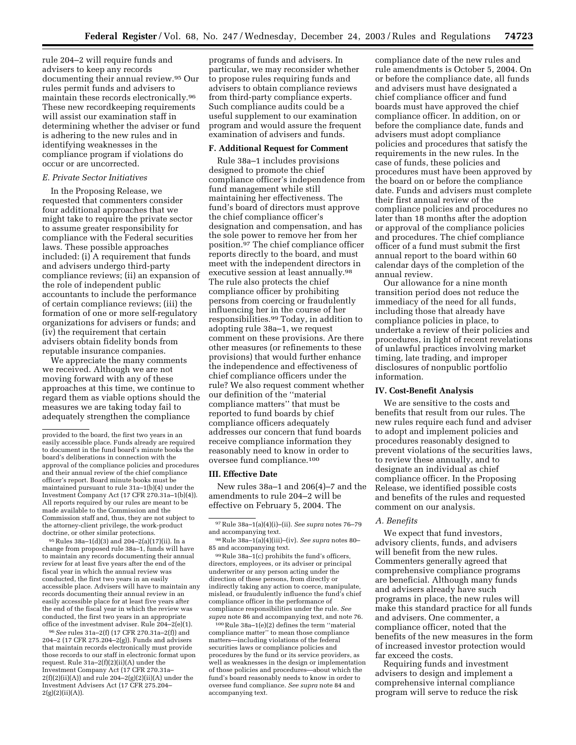rule 204–2 will require funds and advisers to keep any records documenting their annual review.[95] Our rules permit funds and advisers to maintain these records electronically.[96] These new recordkeeping requirements will assist our examination staff in determining whether the adviser or fund is adhering to the new rules and in identifying weaknesses in the compliance program if violations do occur or are uncorrected.

*E. Private Sector Initiatives*

In the Proposing Release, we requested that commenters consider four additional approaches that we might take to require the private sector to assume greater responsibility for compliance with the Federal securities laws. These possible approaches included: (i) A requirement that funds and advisers undergo third-party compliance reviews; (ii) an expansion of the role of independent public accountants to include the performance of certain compliance reviews; (iii) the formation of one or more self-regulatory organizations for advisers or funds; and (iv) the requirement that certain advisers obtain fidelity bonds from reputable insurance companies.

We appreciate the many comments we received. Although we are not moving forward with any of these approaches at this time, we continue to regard them as viable options should the measures we are taking today fail to adequately strengthen the compliance programs of funds and advisers. In particular, we may reconsider whether to propose rules requiring funds and advisers to obtain compliance reviews from third-party compliance experts. Such compliance audits could be a useful supplement to our examination program and would assure the frequent examination of advisers and funds.

**F. Additional Request for Comment**

Rule 38a–1 includes provisions designed to promote the chief compliance officer's independence from fund management while still maintaining her effectiveness. The fund's board of directors must approve the chief compliance officer's designation and compensation, and has the sole power to remove her from her position.[97] The chief compliance officer reports directly to the board, and must meet with the independent directors in executive session at least annually.[98] The rule also protects the chief compliance officer by prohibiting persons from coercing or fraudulently influencing her in the course of her responsibilities.[99] Today, in addition to adopting rule 38a–1, we request comment on these provisions. Are there other measures (or refinements to these provisions) that would further enhance the independence and effectiveness of chief compliance officers under the rule? We also request comment whether our definition of the ''material compliance matters'' that must be reported to fund boards by chief compliance officers adequately addresses our concern that fund boards receive compliance information they reasonably need to know in order to oversee fund compliance.[100]

**III. Effective Date**

New rules 38a–1 and 206(4)–7 and the amendments to rule 204–2 will be effective on February 5, 2004. The compliance date of the new rules and rule amendments is October 5, 2004. On or before the compliance date, all funds and advisers must have designated a chief compliance officer and fund boards must have approved the chief compliance officer. In addition, on or before the compliance date, funds and advisers must adopt compliance policies and procedures that satisfy the requirements in the new rules. In the case of funds, these policies and procedures must have been approved by the board on or before the compliance date. Funds and advisers must complete their first annual review of the compliance policies and procedures no later than 18 months after the adoption or approval of the compliance policies and procedures. The chief compliance officer of a fund must submit the first annual report to the board within 60 calendar days of the completion of the annual review.

Our allowance for a nine month transition period does not reduce the immediacy of the need for all funds, including those that already have compliance policies in place, to undertake a review of their policies and procedures, in light of recent revelations of unlawful practices involving market timing, late trading, and improper disclosures of nonpublic portfolio information.

**IV. Cost-Benefit Analysis**

We are sensitive to the costs and benefits that result from our rules. The new rules require each fund and adviser to adopt and implement policies and procedures reasonably designed to prevent violations of the securities laws, to review these annually, and to designate an individual as chief compliance officer. In the Proposing Release, we identified possible costs and benefits of the rules and requested comment on our analysis.

*A. Benefits*

We expect that fund investors, advisory clients, funds, and advisers will benefit from the new rules. Commenters generally agreed that comprehensive compliance programs are beneficial. Although many funds and advisers already have such programs in place, the new rules will make this standard practice for all funds and advisers. One commenter, a compliance officer, noted that the benefits of the new measures in the form of increased investor protection would far exceed the costs.

Requiring funds and investment advisers to design and implement a comprehensive internal compliance program will serve to reduce the risk

---

provided to the board, the first two years in an easily accessible place. Funds already are required to document in the fund board's minute books the board's deliberations in connection with the approval of the compliance policies and procedures and their annual review of the chief compliance officer's report. Board minute books must be maintained pursuant to rule 31a–1(b)(4) under the Investment Company Act (17 CFR 270.31a–1(b)(4)). All reports required by our rules are meant to be made available to the Commission and the Commission staff and, thus, they are not subject to the attorney-client privilege, the work-product doctrine, or other similar protections.

[95] Rules 38a–1(d)(3) and 204–2(a)(17)(ii). In a change from proposed rule 38a–1, funds will have to maintain any records documenting their annual review for at least five years after the end of the fiscal year in which the annual review was conducted, the first two years in an easily accessible place. Advisers will have to maintain any records documenting their annual review in an easily accessible place for at least five years after the end of the fiscal year in which the review was conducted, the first two years in an appropriate office of the investment adviser. Rule 204–2(e)(1).

[96] *See* rules 31a–2(f) (17 CFR 270.31a–2(f)) and 204–2 (17 CFR 275.204–2(g)). Funds and advisers that maintain records electronically must provide those records to our staff in electronic format upon request. Rule 31a–2(f)(2)(ii)(A) under the Investment Company Act (17 CFR 270.31a–2(f)(2)(ii)(A)) and rule 204–2(g)(2)(ii)(A) under the Investment Advisers Act (17 CFR 275.204–2(g)(2)(ii)(A)).

[97] Rule 38a–1(a)(4)(i)–(ii). *See supra* notes 76–79 and accompanying text.

[98] Rule 38a–1(a)(4)(iii)–(iv). *See supra* notes 80–85 and accompanying text.

[99] Rule 38a–1(c) prohibits the fund's officers, directors, employees, or its adviser or principal underwriter or any person acting under the direction of these persons, from directly or indirectly taking any action to coerce, manipulate, mislead, or fraudulently influence the fund's chief compliance officer in the performance of compliance responsibilities under the rule. *See supra* note 86 and accompanying text, and note 76.

[100] Rule 38a–1(e)(2) defines the term ''material compliance matter'' to mean those compliance matters—including violations of the federal securities laws or compliance policies and procedures by the fund or its service providers, as well as weaknesses in the design or implementation of those policies and procedures—about which the fund's board reasonably needs to know in order to oversee fund compliance. *See supra* note 84 and accompanying text.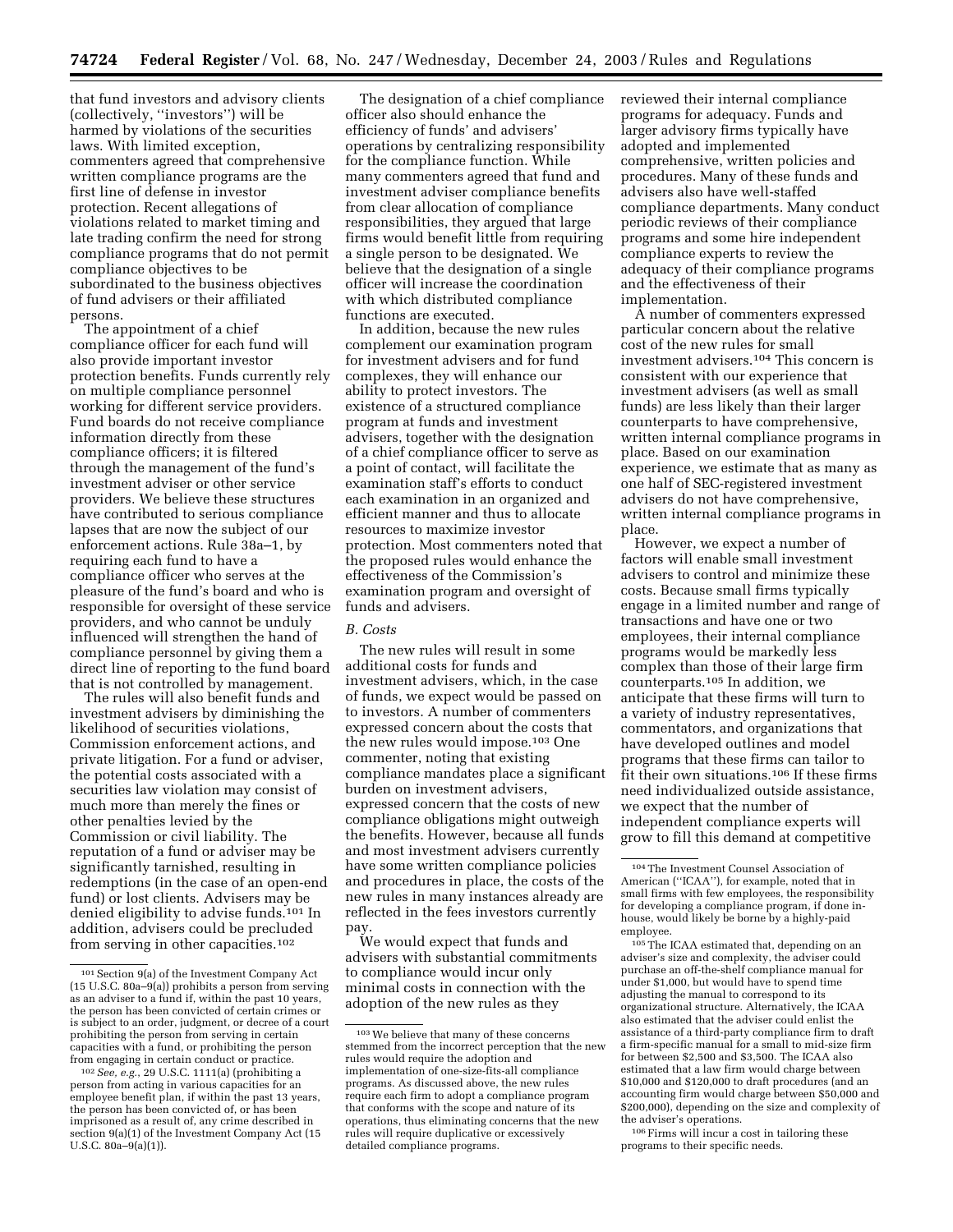that fund investors and advisory clients (collectively, ''investors'') will be harmed by violations of the securities laws. With limited exception, commenters agreed that comprehensive written compliance programs are the first line of defense in investor protection. Recent allegations of violations related to market timing and late trading confirm the need for strong compliance programs that do not permit compliance objectives to be subordinated to the business objectives of fund advisers or their affiliated persons.

The appointment of a chief compliance officer for each fund will also provide important investor protection benefits. Funds currently rely on multiple compliance personnel working for different service providers. Fund boards do not receive compliance information directly from these compliance officers; it is filtered through the management of the fund's investment adviser or other service providers. We believe these structures have contributed to serious compliance lapses that are now the subject of our enforcement actions. Rule 38a–1, by requiring each fund to have a compliance officer who serves at the pleasure of the fund's board and who is responsible for oversight of these service providers, and who cannot be unduly influenced will strengthen the hand of compliance personnel by giving them a direct line of reporting to the fund board that is not controlled by management.

The rules will also benefit funds and investment advisers by diminishing the likelihood of securities violations, Commission enforcement actions, and private litigation. For a fund or adviser, the potential costs associated with a securities law violation may consist of much more than merely the fines or other penalties levied by the Commission or civil liability. The reputation of a fund or adviser may be significantly tarnished, resulting in redemptions (in the case of an open-end fund) or lost clients. Advisers may be denied eligibility to advise funds.[101] In addition, advisers could be precluded from serving in other capacities.[102]

The designation of a chief compliance officer also should enhance the efficiency of funds' and advisers' operations by centralizing responsibility for the compliance function. While many commenters agreed that fund and investment adviser compliance benefits from clear allocation of compliance responsibilities, they argued that large firms would benefit little from requiring a single person to be designated. We believe that the designation of a single officer will increase the coordination with which distributed compliance functions are executed.

In addition, because the new rules complement our examination program for investment advisers and for fund complexes, they will enhance our ability to protect investors. The existence of a structured compliance program at funds and investment advisers, together with the designation of a chief compliance officer to serve as a point of contact, will facilitate the examination staff's efforts to conduct each examination in an organized and efficient manner and thus to allocate resources to maximize investor protection. Most commenters noted that the proposed rules would enhance the effectiveness of the Commission's examination program and oversight of funds and advisers.

*B. Costs*

The new rules will result in some additional costs for funds and investment advisers, which, in the case of funds, we expect would be passed on to investors. A number of commenters expressed concern about the costs that the new rules would impose.[103] One commenter, noting that existing compliance mandates place a significant burden on investment advisers, expressed concern that the costs of new compliance obligations might outweigh the benefits. However, because all funds and most investment advisers currently have some written compliance policies and procedures in place, the costs of the new rules in many instances already are reflected in the fees investors currently pay.

We would expect that funds and advisers with substantial commitments to compliance would incur only minimal costs in connection with the adoption of the new rules as they reviewed their internal compliance programs for adequacy. Funds and larger advisory firms typically have adopted and implemented comprehensive, written policies and procedures. Many of these funds and advisers also have well-staffed compliance departments. Many conduct periodic reviews of their compliance programs and some hire independent compliance experts to review the adequacy of their compliance programs and the effectiveness of their implementation.

A number of commenters expressed particular concern about the relative cost of the new rules for small investment advisers.[104] This concern is consistent with our experience that investment advisers (as well as small funds) are less likely than their larger counterparts to have comprehensive, written internal compliance programs in place. Based on our examination experience, we estimate that as many as one half of SEC-registered investment advisers do not have comprehensive, written internal compliance programs in place.

However, we expect a number of factors will enable small investment advisers to control and minimize these costs. Because small firms typically engage in a limited number and range of transactions and have one or two employees, their internal compliance programs would be markedly less complex than those of their large firm counterparts.[105] In addition, we anticipate that these firms will turn to a variety of industry representatives, commentators, and organizations that have developed outlines and model programs that these firms can tailor to fit their own situations.[106] If these firms need individualized outside assistance, we expect that the number of independent compliance experts will grow to fill this demand at competitive

---

[101] Section 9(a) of the Investment Company Act (15 U.S.C. 80a–9(a)) prohibits a person from serving as an adviser to a fund if, within the past 10 years, the person has been convicted of certain crimes or is subject to an order, judgment, or decree of a court prohibiting the person from serving in certain capacities with a fund, or prohibiting the person from engaging in certain conduct or practice.

[102] *See, e.g.,* 29 U.S.C. 1111(a) (prohibiting a person from acting in various capacities for an employee benefit plan, if within the past 13 years, the person has been convicted of, or has been imprisoned as a result of, any crime described in section 9(a)(1) of the Investment Company Act (15 U.S.C. 80a–9(a)(1)).

[103] We believe that many of these concerns stemmed from the incorrect perception that the new rules would require the adoption and implementation of one-size-fits-all compliance programs. As discussed above, the new rules require each firm to adopt a compliance program that conforms with the scope and nature of its operations, thus eliminating concerns that the new rules will require duplicative or excessively detailed compliance programs.

[104] The Investment Counsel Association of American (''ICAA''), for example, noted that in small firms with few employees, the responsibility for developing a compliance program, if done in-house, would likely be borne by a highly-paid employee.

[105] The ICAA estimated that, depending on an adviser's size and complexity, the adviser could purchase an off-the-shelf compliance manual for under $1,000, but would have to spend time adjusting the manual to correspond to its organizational structure. Alternatively, the ICAA also estimated that the adviser could enlist the assistance of a third-party compliance firm to draft a firm-specific manual for a small to mid-size firm for between $2,500 and $3,500. The ICAA also estimated that a law firm would charge between $10,000 and $120,000 to draft procedures (and an accounting firm would charge between $50,000 and $200,000), depending on the size and complexity of the adviser's operations.

[106] Firms will incur a cost in tailoring these programs to their specific needs.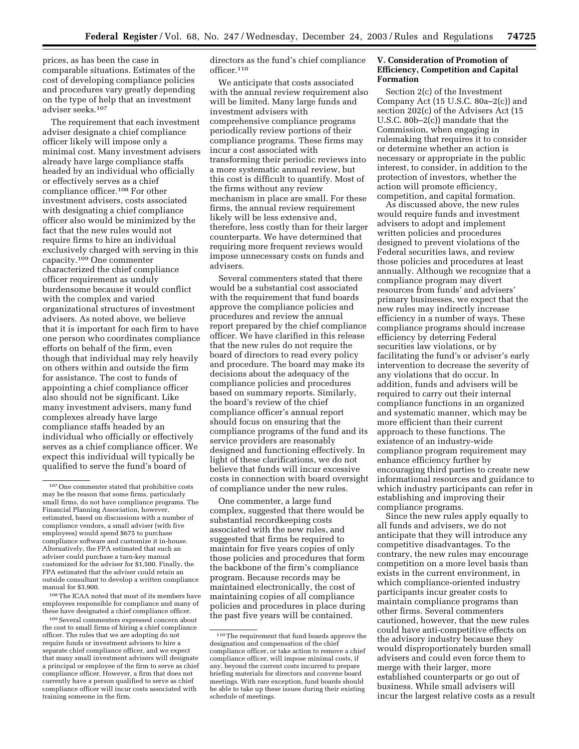prices, as has been the case in comparable situations. Estimates of the cost of developing compliance policies and procedures vary greatly depending on the type of help that an investment adviser seeks.[107]

The requirement that each investment adviser designate a chief compliance officer likely will impose only a minimal cost. Many investment advisers already have large compliance staffs headed by an individual who officially or effectively serves as a chief compliance officer.[108] For other investment advisers, costs associated with designating a chief compliance officer also would be minimized by the fact that the new rules would not require firms to hire an individual exclusively charged with serving in this capacity.[109] One commenter characterized the chief compliance officer requirement as unduly burdensome because it would conflict with the complex and varied organizational structures of investment advisers. As noted above, we believe that it is important for each firm to have one person who coordinates compliance efforts on behalf of the firm, even though that individual may rely heavily on others within and outside the firm for assistance. The cost to funds of appointing a chief compliance officer also should not be significant. Like many investment advisers, many fund complexes already have large compliance staffs headed by an individual who officially or effectively serves as a chief compliance officer. We expect this individual will typically be qualified to serve the fund's board of directors as the fund's chief compliance officer.[110]

We anticipate that costs associated with the annual review requirement also will be limited. Many large funds and investment advisers with comprehensive compliance programs periodically review portions of their compliance programs. These firms may incur a cost associated with transforming their periodic reviews into a more systematic annual review, but this cost is difficult to quantify. Most of the firms without any review mechanism in place are small. For these firms, the annual review requirement likely will be less extensive and, therefore, less costly than for their larger counterparts. We have determined that requiring more frequent reviews would impose unnecessary costs on funds and advisers.

Several commenters stated that there would be a substantial cost associated with the requirement that fund boards approve the compliance policies and procedures and review the annual report prepared by the chief compliance officer. We have clarified in this release that the new rules do not require the board of directors to read every policy and procedure. The board may make its decisions about the adequacy of the compliance policies and procedures based on summary reports. Similarly, the board's review of the chief compliance officer's annual report should focus on ensuring that the compliance programs of the fund and its service providers are reasonably designed and functioning effectively. In light of these clarifications, we do not believe that funds will incur excessive costs in connection with board oversight of compliance under the new rules.

One commenter, a large fund complex, suggested that there would be substantial recordkeeping costs associated with the new rules, and suggested that firms be required to maintain for five years copies of only those policies and procedures that form the backbone of the firm's compliance program. Because records may be maintained electronically, the cost of maintaining copies of all compliance policies and procedures in place during the past five years will be contained.

## V. Consideration of Promotion of Efficiency, Competition and Capital Formation

Section 2(c) of the Investment Company Act (15 U.S.C. 80a–2(c)) and section 202(c) of the Advisers Act (15 U.S.C. 80b–2(c)) mandate that the Commission, when engaging in rulemaking that requires it to consider or determine whether an action is necessary or appropriate in the public interest, to consider, in addition to the protection of investors, whether the action will promote efficiency, competition, and capital formation.

As discussed above, the new rules would require funds and investment advisers to adopt and implement written policies and procedures designed to prevent violations of the Federal securities laws, and review those policies and procedures at least annually. Although we recognize that a compliance program may divert resources from funds' and advisers' primary businesses, we expect that the new rules may indirectly increase efficiency in a number of ways. These compliance programs should increase efficiency by deterring Federal securities law violations, or by facilitating the fund's or adviser's early intervention to decrease the severity of any violations that do occur. In addition, funds and advisers will be required to carry out their internal compliance functions in an organized and systematic manner, which may be more efficient than their current approach to these functions. The existence of an industry-wide compliance program requirement may enhance efficiency further by encouraging third parties to create new informational resources and guidance to which industry participants can refer in establishing and improving their compliance programs.

Since the new rules apply equally to all funds and advisers, we do not anticipate that they will introduce any competitive disadvantages. To the contrary, the new rules may encourage competition on a more level basis than exists in the current environment, in which compliance-oriented industry participants incur greater costs to maintain compliance programs than other firms. Several commenters cautioned, however, that the new rules could have anti-competitive effects on the advisory industry because they would disproportionately burden small advisers and could even force them to merge with their larger, more established counterparts or go out of business. While small advisers will incur the largest relative costs as a result

---

[107] One commenter stated that prohibitive costs may be the reason that some firms, particularly small firms, do not have compliance programs. The Financial Planning Association, however, estimated, based on discussions with a number of compliance vendors, a small adviser (with five employees) would spend $675 to purchase compliance software and customize it in-house. Alternatively, the FPA estimated that such an adviser could purchase a turn-key manual customized for the adviser for $1,500. Finally, the FPA estimated that the adviser could retain an outside consultant to develop a written compliance manual for $3,900.

[108] The ICAA noted that most of its members have employees responsible for compliance and many of these have designated a chief compliance officer.

[109] Several commenters expressed concern about the cost to small firms of hiring a chief compliance officer. The rules that we are adopting do not require funds or investment advisers to hire a separate chief compliance officer, and we expect that many small investment advisers will designate a principal or employee of the firm to serve as chief compliance officer. However, a firm that does not currently have a person qualified to serve as chief compliance officer will incur costs associated with training someone in the firm.

[110] The requirement that fund boards approve the designation and compensation of the chief compliance officer, or take action to remove a chief compliance officer, will impose minimal costs, if any, beyond the current costs incurred to prepare briefing materials for directors and convene board meetings. With rare exception, fund boards should be able to take up these issues during their existing schedule of meetings.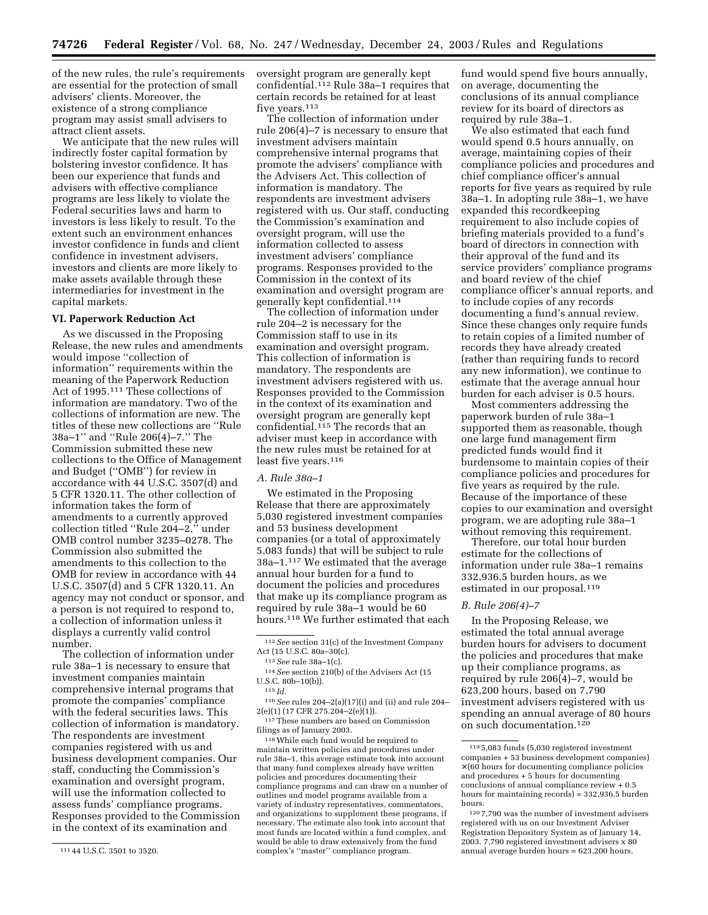of the new rules, the rule's requirements are essential for the protection of small advisers' clients. Moreover, the existence of a strong compliance program may assist small advisers to attract client assets.

We anticipate that the new rules will indirectly foster capital formation by bolstering investor confidence. It has been our experience that funds and advisers with effective compliance programs are less likely to violate the Federal securities laws and harm to investors is less likely to result. To the extent such an environment enhances investor confidence in funds and client confidence in investment advisers, investors and clients are more likely to make assets available through these intermediaries for investment in the capital markets.

## VI. Paperwork Reduction Act

As we discussed in the Proposing Release, the new rules and amendments would impose ''collection of information'' requirements within the meaning of the Paperwork Reduction Act of 1995.[111] These collections of information are mandatory. Two of the collections of information are new. The titles of these new collections are ''Rule 38a–1'' and ''Rule 206(4)–7.'' The Commission submitted these new collections to the Office of Management and Budget (''OMB'') for review in accordance with 44 U.S.C. 3507(d) and 5 CFR 1320.11. The other collection of information takes the form of amendments to a currently approved collection titled ''Rule 204–2,'' under OMB control number 3235–0278. The Commission also submitted the amendments to this collection to the OMB for review in accordance with 44 U.S.C. 3507(d) and 5 CFR 1320.11. An agency may not conduct or sponsor, and a person is not required to respond to, a collection of information unless it displays a currently valid control number.

The collection of information under rule 38a–1 is necessary to ensure that investment companies maintain comprehensive internal programs that promote the companies' compliance with the federal securities laws. This collection of information is mandatory. The respondents are investment companies registered with us and business development companies. Our staff, conducting the Commission's examination and oversight program, will use the information collected to assess funds' compliance programs. Responses provided to the Commission in the context of its examination and oversight program are generally kept confidential.[112] Rule 38a–1 requires that certain records be retained for at least five years.[113]

The collection of information under rule 206(4)–7 is necessary to ensure that investment advisers maintain comprehensive internal programs that promote the advisers' compliance with the Advisers Act. This collection of information is mandatory. The respondents are investment advisers registered with us. Our staff, conducting the Commission's examination and oversight program, will use the information collected to assess investment advisers' compliance programs. Responses provided to the Commission in the context of its examination and oversight program are generally kept confidential.[114]

The collection of information under rule 204–2 is necessary for the Commission staff to use in its examination and oversight program. This collection of information is mandatory. The respondents are investment advisers registered with us. Responses provided to the Commission in the context of its examination and oversight program are generally kept confidential.[115] The records that an adviser must keep in accordance with the new rules must be retained for at least five years.[116]

### A. Rule 38a–1

We estimated in the Proposing Release that there are approximately 5,030 registered investment companies and 53 business development companies (or a total of approximately 5,083 funds) that will be subject to rule 38a–1.[117] We estimated that the average annual hour burden for a fund to document the policies and procedures that make up its compliance program as required by rule 38a–1 would be 60 hours.[118] We further estimated that each fund would spend five hours annually, on average, documenting the conclusions of its annual compliance review for its board of directors as required by rule 38a–1.

We also estimated that each fund would spend 0.5 hours annually, on average, maintaining copies of their compliance policies and procedures and chief compliance officer's annual reports for five years as required by rule 38a–1. In adopting rule 38a–1, we have expanded this recordkeeping requirement to also include copies of briefing materials provided to a fund's board of directors in connection with their approval of the fund and its service providers' compliance programs and board review of the chief compliance officer's annual reports, and to include copies of any records documenting a fund's annual review. Since these changes only require funds to retain copies of a limited number of records they have already created (rather than requiring funds to record any new information), we continue to estimate that the average annual hour burden for each adviser is 0.5 hours.

Most commenters addressing the paperwork burden of rule 38a–1 supported them as reasonable, though one large fund management firm predicted funds would find it burdensome to maintain copies of their compliance policies and procedures for five years as required by the rule. Because of the importance of these copies to our examination and oversight program, we are adopting rule 38a–1 without removing this requirement.

Therefore, our total hour burden estimate for the collections of information under rule 38a–1 remains 332,936.5 burden hours, as we estimated in our proposal.[119]

### B. Rule 206(4)–7

In the Proposing Release, we estimated the total annual average burden hours for advisers to document the policies and procedures that make up their compliance programs, as required by rule 206(4)–7, would be 623,200 hours, based on 7,790 investment advisers registered with us spending an annual average of 80 hours on such documentation.[120]

---

[111] 44 U.S.C. 3501 to 3520.

[112] *See* section 31(c) of the Investment Company Act (15 U.S.C. 80a–30(c).

[113] *See* rule 38a–1(c).

[114] *See* section 210(b) of the Advisers Act (15 U.S.C. 80b–10(b)).

[115] *Id.*

[116] *See* rules 204–2(a)(17)(i) and (ii) and rule 204–2(e)(1) (17 CFR 275.204–2(e)(1)).

[117] These numbers are based on Commission filings as of January 2003.

[118] While each fund would be required to maintain written policies and procedures under rule 38a–1, this average estimate took into account that many fund complexes already have written policies and procedures documenting their compliance programs and can draw on a number of outlines and model programs available from a variety of industry representatives, commentators, and organizations to supplement these programs, if necessary. The estimate also took into account that most funds are located within a fund complex, and would be able to draw extensively from the fund complex's ''master'' compliance program.

[119] 5,083 funds (5,030 registered investment companies + 53 business development companies) ×(60 hours for documenting compliance policies and procedures + 5 hours for documenting conclusions of annual compliance review + 0.5 hours for maintaining records) = 332,936.5 burden hours.

[120] 7,790 was the number of investment advisers registered with us on our Investment Adviser Registration Depository System as of January 14, 2003. 7,790 registered investment advisers x 80 annual average burden hours = 623,200 hours.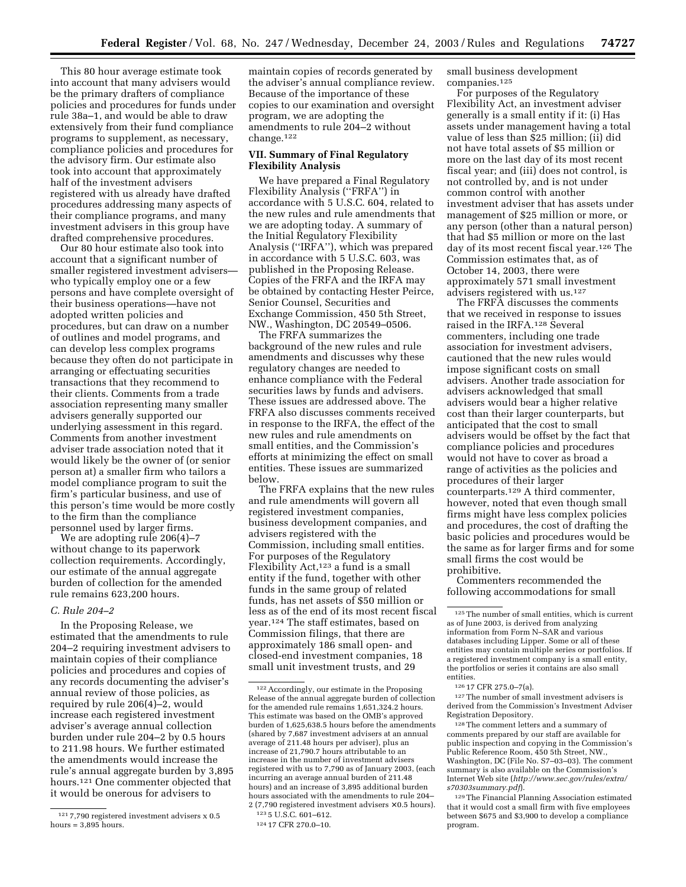This 80 hour average estimate took into account that many advisers would be the primary drafters of compliance policies and procedures for funds under rule 38a–1, and would be able to draw extensively from their fund compliance programs to supplement, as necessary, compliance policies and procedures for the advisory firm. Our estimate also took into account that approximately half of the investment advisers registered with us already have drafted procedures addressing many aspects of their compliance programs, and many investment advisers in this group have drafted comprehensive procedures.

Our 80 hour estimate also took into account that a significant number of smaller registered investment advisers—who typically employ one or a few persons and have complete oversight of their business operations—have not adopted written policies and procedures, but can draw on a number of outlines and model programs, and can develop less complex programs because they often do not participate in arranging or effectuating securities transactions that they recommend to their clients. Comments from a trade association representing many smaller advisers generally supported our underlying assessment in this regard. Comments from another investment adviser trade association noted that it would likely be the owner of (or senior person at) a smaller firm who tailors a model compliance program to suit the firm's particular business, and use of this person's time would be more costly to the firm than the compliance personnel used by larger firms.

We are adopting rule 206(4)–7 without change to its paperwork collection requirements. Accordingly, our estimate of the annual aggregate burden of collection for the amended rule remains 623,200 hours.

*C. Rule 204–2*

In the Proposing Release, we estimated that the amendments to rule 204–2 requiring investment advisers to maintain copies of their compliance policies and procedures and copies of any records documenting the adviser's annual review of those policies, as required by rule 206(4)–2, would increase each registered investment adviser's average annual collection burden under rule 204–2 by 0.5 hours to 211.98 hours. We further estimated the amendments would increase the rule's annual aggregate burden by 3,895 hours.[121] One commenter objected that it would be onerous for advisers to maintain copies of records generated by the adviser's annual compliance review. Because of the importance of these copies to our examination and oversight program, we are adopting the amendments to rule 204–2 without change.[122]

**VII. Summary of Final Regulatory Flexibility Analysis**

We have prepared a Final Regulatory Flexibility Analysis ("FRFA") in accordance with 5 U.S.C. 604, related to the new rules and rule amendments that we are adopting today. A summary of the Initial Regulatory Flexibility Analysis ("IRFA"), which was prepared in accordance with 5 U.S.C. 603, was published in the Proposing Release. Copies of the FRFA and the IRFA may be obtained by contacting Hester Peirce, Senior Counsel, Securities and Exchange Commission, 450 5th Street, NW., Washington, DC 20549–0506.

The FRFA summarizes the background of the new rules and rule amendments and discusses why these regulatory changes are needed to enhance compliance with the Federal securities laws by funds and advisers. These issues are addressed above. The FRFA also discusses comments received in response to the IRFA, the effect of the new rules and rule amendments on small entities, and the Commission's efforts at minimizing the effect on small entities. These issues are summarized below.

The FRFA explains that the new rules and rule amendments will govern all registered investment companies, business development companies, and advisers registered with the Commission, including small entities. For purposes of the Regulatory Flexibility Act,[123] a fund is a small entity if the fund, together with other funds in the same group of related funds, has net assets of $50 million or less as of the end of its most recent fiscal year.[124] The staff estimates, based on Commission filings, that there are approximately 186 small open- and closed-end investment companies, 18 small unit investment trusts, and 29 small business development companies.[125]

For purposes of the Regulatory Flexibility Act, an investment adviser generally is a small entity if it: (i) Has assets under management having a total value of less than $25 million; (ii) did not have total assets of $5 million or more on the last day of its most recent fiscal year; and (iii) does not control, is not controlled by, and is not under common control with another investment adviser that has assets under management of $25 million or more, or any person (other than a natural person) that had $5 million or more on the last day of its most recent fiscal year.[126] The Commission estimates that, as of October 14, 2003, there were approximately 571 small investment advisers registered with us.[127]

The FRFA discusses the comments that we received in response to issues raised in the IRFA.[128] Several commenters, including one trade association for investment advisers, cautioned that the new rules would impose significant costs on small advisers. Another trade association for advisers acknowledged that small advisers would bear a higher relative cost than their larger counterparts, but anticipated that the cost to small advisers would be offset by the fact that compliance policies and procedures would not have to cover as broad a range of activities as the policies and procedures of their larger counterparts.[129] A third commenter, however, noted that even though small firms might have less complex policies and procedures, the cost of drafting the basic policies and procedures would be the same as for larger firms and for some small firms the cost would be prohibitive.

Commenters recommended the following accommodations for small

---

[121] 7,790 registered investment advisers x 0.5 hours = 3,895 hours.

[122] Accordingly, our estimate in the Proposing Release of the annual aggregate burden of collection for the amended rule remains 1,651,324.2 hours. This estimate was based on the OMB's approved burden of 1,625,638.5 hours before the amendments (shared by 7,687 investment advisers at an annual average of 211.48 hours per adviser), plus an increase of 21,790.7 hours attributable to an increase in the number of investment advisers registered with us to 7,790 as of January 2003, (each incurring an average annual burden of 211.48 hours) and an increase of 3,895 additional burden hours associated with the amendments to rule 204–2 (7,790 registered investment advisers × 0.5 hours).

[123] 5 U.S.C. 601–612.

[124] 17 CFR 270.0–10.

[125] The number of small entities, which is current as of June 2003, is derived from analyzing information from Form N–SAR and various databases including Lipper. Some or all of these entities may contain multiple series or portfolios. If a registered investment company is a small entity, the portfolios or series it contains are also small entities.

[126] 17 CFR 275.0–7(a).

[127] The number of small investment advisers is derived from the Commission's Investment Adviser Registration Depository.

[128] The comment letters and a summary of comments prepared by our staff are available for public inspection and copying in the Commission's Public Reference Room, 450 5th Street, NW., Washington, DC (File No. S7–03–03). The comment summary is also available on the Commission's Internet Web site (*http://www.sec.gov/rules/extra/s70303summary.pdf*).

[129] The Financial Planning Association estimated that it would cost a small firm with five employees between $675 and $3,900 to develop a compliance program.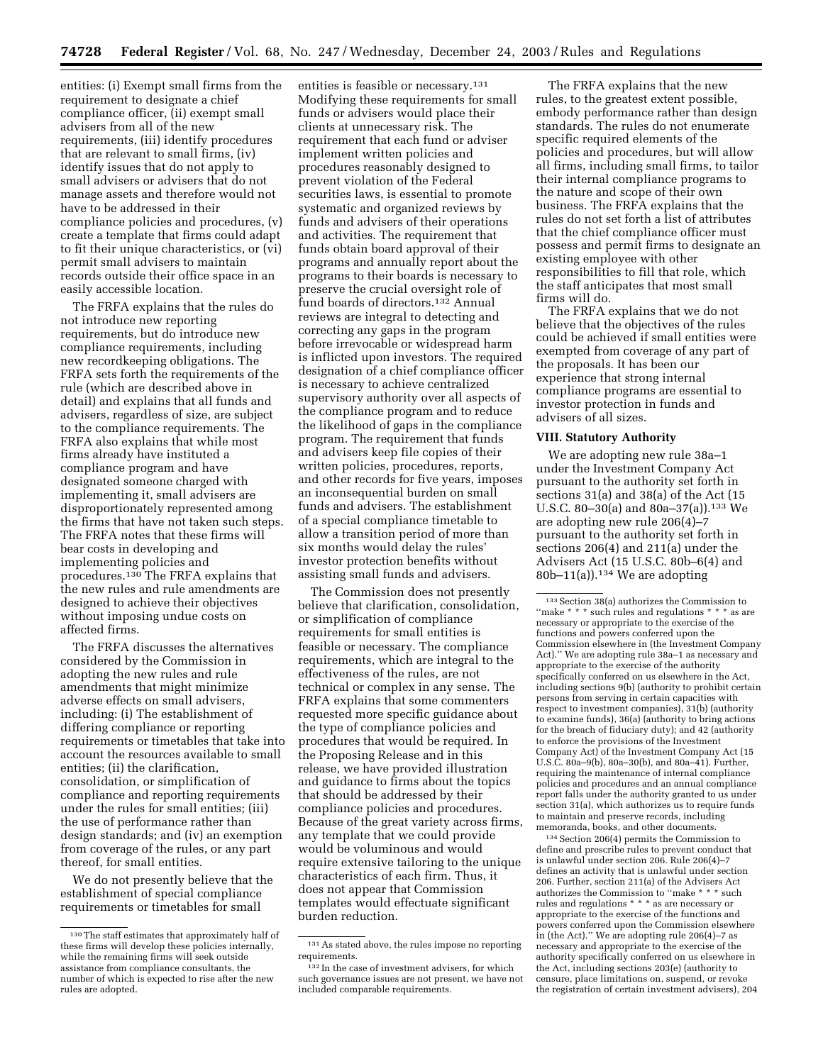entities: (i) Exempt small firms from the requirement to designate a chief compliance officer, (ii) exempt small advisers from all of the new requirements, (iii) identify procedures that are relevant to small firms, (iv) identify issues that do not apply to small advisers or advisers that do not manage assets and therefore would not have to be addressed in their compliance policies and procedures, (v) create a template that firms could adapt to fit their unique characteristics, or (vi) permit small advisers to maintain records outside their office space in an easily accessible location.

The FRFA explains that the rules do not introduce new reporting requirements, but do introduce new compliance requirements, including new recordkeeping obligations. The FRFA sets forth the requirements of the rule (which are described above in detail) and explains that all funds and advisers, regardless of size, are subject to the compliance requirements. The FRFA also explains that while most firms already have instituted a compliance program and have designated someone charged with implementing it, small advisers are disproportionately represented among the firms that have not taken such steps. The FRFA notes that these firms will bear costs in developing and implementing policies and procedures.[130] The FRFA explains that the new rules and rule amendments are designed to achieve their objectives without imposing undue costs on affected firms.

The FRFA discusses the alternatives considered by the Commission in adopting the new rules and rule amendments that might minimize adverse effects on small advisers, including: (i) The establishment of differing compliance or reporting requirements or timetables that take into account the resources available to small entities; (ii) the clarification, consolidation, or simplification of compliance and reporting requirements under the rules for small entities; (iii) the use of performance rather than design standards; and (iv) an exemption from coverage of the rules, or any part thereof, for small entities.

We do not presently believe that the establishment of special compliance requirements or timetables for small entities is feasible or necessary.[131] Modifying these requirements for small funds or advisers would place their clients at unnecessary risk. The requirement that each fund or adviser implement written policies and procedures reasonably designed to prevent violation of the Federal securities laws, is essential to promote systematic and organized reviews by funds and advisers of their operations and activities. The requirement that funds obtain board approval of their programs and annually report about the programs to their boards is necessary to preserve the crucial oversight role of fund boards of directors.[132] Annual reviews are integral to detecting and correcting any gaps in the program before irrevocable or widespread harm is inflicted upon investors. The required designation of a chief compliance officer is necessary to achieve centralized supervisory authority over all aspects of the compliance program and to reduce the likelihood of gaps in the compliance program. The requirement that funds and advisers keep file copies of their written policies, procedures, reports, and other records for five years, imposes an inconsequential burden on small funds and advisers. The establishment of a special compliance timetable to allow a transition period of more than six months would delay the rules' investor protection benefits without assisting small funds and advisers.

The Commission does not presently believe that clarification, consolidation, or simplification of compliance requirements for small entities is feasible or necessary. The compliance requirements, which are integral to the effectiveness of the rules, are not technical or complex in any sense. The FRFA explains that some commenters requested more specific guidance about the type of compliance policies and procedures that would be required. In the Proposing Release and in this release, we have provided illustration and guidance to firms about the topics that should be addressed by their compliance policies and procedures. Because of the great variety across firms, any template that we could provide would be voluminous and would require extensive tailoring to the unique characteristics of each firm. Thus, it does not appear that Commission templates would effectuate significant burden reduction.

The FRFA explains that the new rules, to the greatest extent possible, embody performance rather than design standards. The rules do not enumerate specific required elements of the policies and procedures, but will allow all firms, including small firms, to tailor their internal compliance programs to the nature and scope of their own business. The FRFA explains that the rules do not set forth a list of attributes that the chief compliance officer must possess and permit firms to designate an existing employee with other responsibilities to fill that role, which the staff anticipates that most small firms will do.

The FRFA explains that we do not believe that the objectives of the rules could be achieved if small entities were exempted from coverage of any part of the proposals. It has been our experience that strong internal compliance programs are essential to investor protection in funds and advisers of all sizes.

## VIII. Statutory Authority

We are adopting new rule 38a–1 under the Investment Company Act pursuant to the authority set forth in sections 31(a) and 38(a) of the Act (15 U.S.C. 80–30(a) and 80a–37(a)).[133] We are adopting new rule 206(4)–7 pursuant to the authority set forth in sections 206(4) and 211(a) under the Advisers Act (15 U.S.C. 80b–6(4) and 80b–11(a)).[134] We are adopting

---

[130] The staff estimates that approximately half of these firms will develop these policies internally, while the remaining firms will seek outside assistance from compliance consultants, the number of which is expected to rise after the new rules are adopted.

[131] As stated above, the rules impose no reporting requirements.

[132] In the case of investment advisers, for which such governance issues are not present, we have not included comparable requirements.

[133] Section 38(a) authorizes the Commission to "make * * * such rules and regulations * * * as are necessary or appropriate to the exercise of the functions and powers conferred upon the Commission elsewhere in (the Investment Company Act)." We are adopting rule 38a–1 as necessary and appropriate to the exercise of the authority specifically conferred on us elsewhere in the Act, including sections 9(b) (authority to prohibit certain persons from serving in certain capacities with respect to investment companies), 31(b) (authority to examine funds), 36(a) (authority to bring actions for the breach of fiduciary duty); and 42 (authority to enforce the provisions of the Investment Company Act) of the Investment Company Act (15 U.S.C. 80a–9(b), 80a–30(b), and 80a–41). Further, requiring the maintenance of internal compliance policies and procedures and an annual compliance report falls under the authority granted to us under section 31(a), which authorizes us to require funds to maintain and preserve records, including memoranda, books, and other documents.

[134] Section 206(4) permits the Commission to define and prescribe rules to prevent conduct that is unlawful under section 206. Rule 206(4)–7 defines an activity that is unlawful under section 206. Further, section 211(a) of the Advisers Act authorizes the Commission to "make * * * such rules and regulations * * * as are necessary or appropriate to the exercise of the functions and powers conferred upon the Commission elsewhere in (the Act)." We are adopting rule 206(4)–7 as necessary and appropriate to the exercise of the authority specifically conferred on us elsewhere in the Act, including sections 203(e) (authority to censure, place limitations on, suspend, or revoke the registration of certain investment advisers), 204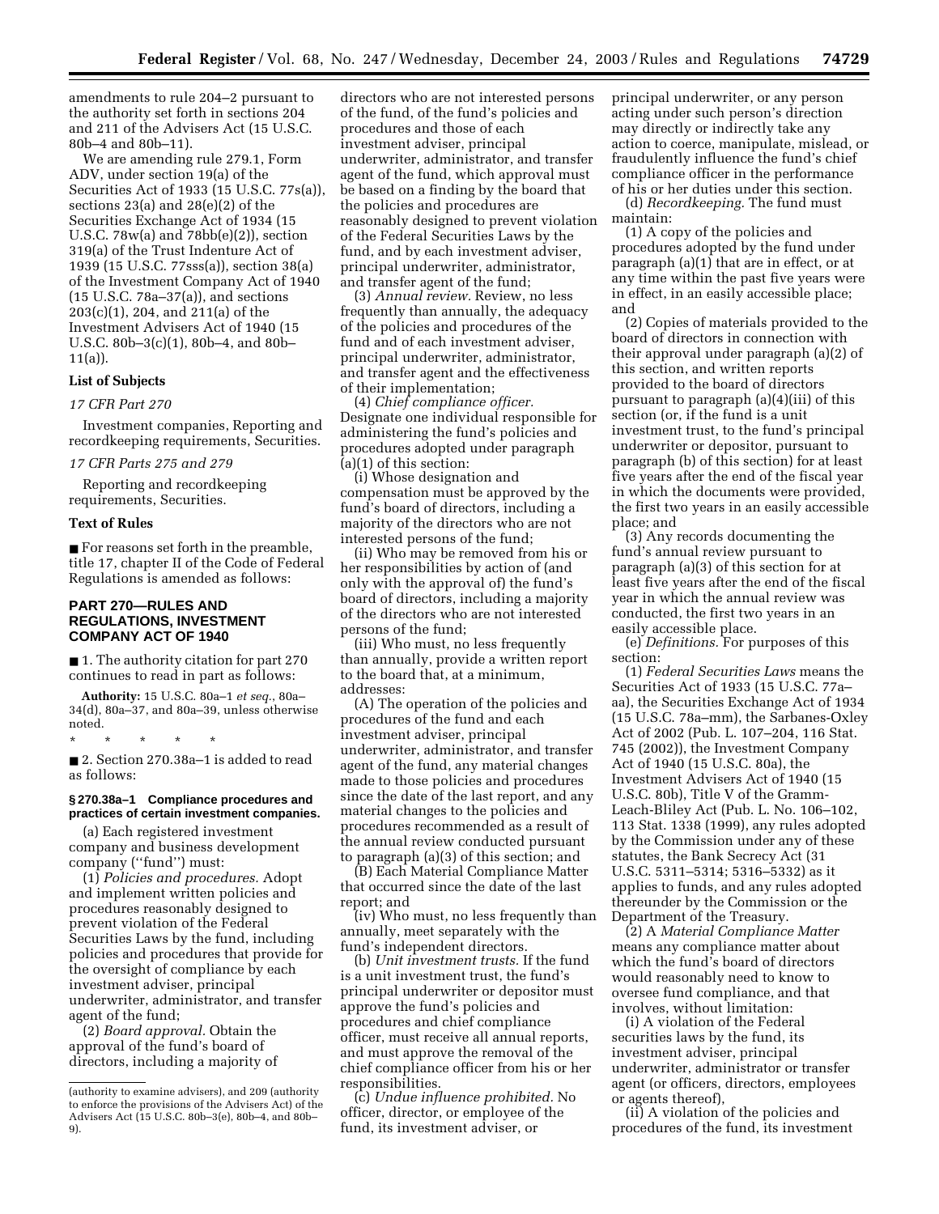amendments to rule 204–2 pursuant to the authority set forth in sections 204 and 211 of the Advisers Act (15 U.S.C. 80b–4 and 80b–11).

We are amending rule 279.1, Form ADV, under section 19(a) of the Securities Act of 1933 (15 U.S.C. 77s(a)), sections 23(a) and 28(e)(2) of the Securities Exchange Act of 1934 (15 U.S.C. 78w(a) and 78bb(e)(2)), section 319(a) of the Trust Indenture Act of 1939 (15 U.S.C. 77sss(a)), section 38(a) of the Investment Company Act of 1940 (15 U.S.C. 78a–37(a)), and sections 203(c)(1), 204, and 211(a) of the Investment Advisers Act of 1940 (15 U.S.C. 80b–3(c)(1), 80b–4, and 80b–11(a)).

**List of Subjects**

*17 CFR Part 270*

Investment companies, Reporting and recordkeeping requirements, Securities.

*17 CFR Parts 275 and 279*

Reporting and recordkeeping requirements, Securities.

**Text of Rules**

■ For reasons set forth in the preamble, title 17, chapter II of the Code of Federal Regulations is amended as follows:

## PART 270—RULES AND REGULATIONS, INVESTMENT COMPANY ACT OF 1940

■ 1. The authority citation for part 270 continues to read in part as follows:

**Authority:** 15 U.S.C. 80a–1 *et seq.*, 80a–34(d), 80a–37, and 80a–39, unless otherwise noted.

\* \* \* \* \*

■ 2. Section 270.38a–1 is added to read as follows:

### § 270.38a–1 Compliance procedures and practices of certain investment companies.

(a) Each registered investment company and business development company (''fund'') must:

(1) *Policies and procedures.* Adopt and implement written policies and procedures reasonably designed to prevent violation of the Federal Securities Laws by the fund, including policies and procedures that provide for the oversight of compliance by each investment adviser, principal underwriter, administrator, and transfer agent of the fund;

(2) *Board approval.* Obtain the approval of the fund's board of directors, including a majority of directors who are not interested persons of the fund, of the fund's policies and procedures and those of each investment adviser, principal underwriter, administrator, and transfer agent of the fund, which approval must be based on a finding by the board that the policies and procedures are reasonably designed to prevent violation of the Federal Securities Laws by the fund, and by each investment adviser, principal underwriter, administrator, and transfer agent of the fund;

(3) *Annual review.* Review, no less frequently than annually, the adequacy of the policies and procedures of the fund and of each investment adviser, principal underwriter, administrator, and transfer agent and the effectiveness of their implementation;

(4) *Chief compliance officer.* Designate one individual responsible for administering the fund's policies and procedures adopted under paragraph (a)(1) of this section:

(i) Whose designation and compensation must be approved by the fund's board of directors, including a majority of the directors who are not interested persons of the fund;

(ii) Who may be removed from his or her responsibilities by action of (and only with the approval of) the fund's board of directors, including a majority of the directors who are not interested persons of the fund;

(iii) Who must, no less frequently than annually, provide a written report to the board that, at a minimum, addresses:

(A) The operation of the policies and procedures of the fund and each investment adviser, principal underwriter, administrator, and transfer agent of the fund, any material changes made to those policies and procedures since the date of the last report, and any material changes to the policies and procedures recommended as a result of the annual review conducted pursuant to paragraph (a)(3) of this section; and

(B) Each Material Compliance Matter that occurred since the date of the last report; and

(iv) Who must, no less frequently than annually, meet separately with the fund's independent directors.

(b) *Unit investment trusts.* If the fund is a unit investment trust, the fund's principal underwriter or depositor must approve the fund's policies and procedures and chief compliance officer, must receive all annual reports, and must approve the removal of the chief compliance officer from his or her responsibilities.

(c) *Undue influence prohibited.* No officer, director, or employee of the fund, its investment adviser, or principal underwriter, or any person acting under such person's direction may directly or indirectly take any action to coerce, manipulate, mislead, or fraudulently influence the fund's chief compliance officer in the performance of his or her duties under this section.

(d) *Recordkeeping.* The fund must maintain:

(1) A copy of the policies and procedures adopted by the fund under paragraph (a)(1) that are in effect, or at any time within the past five years were in effect, in an easily accessible place; and

(2) Copies of materials provided to the board of directors in connection with their approval under paragraph (a)(2) of this section, and written reports provided to the board of directors pursuant to paragraph (a)(4)(iii) of this section (or, if the fund is a unit investment trust, to the fund's principal underwriter or depositor, pursuant to paragraph (b) of this section) for at least five years after the end of the fiscal year in which the documents were provided, the first two years in an easily accessible place; and

(3) Any records documenting the fund's annual review pursuant to paragraph (a)(3) of this section for at least five years after the end of the fiscal year in which the annual review was conducted, the first two years in an easily accessible place.

(e) *Definitions.* For purposes of this section:

(1) *Federal Securities Laws* means the Securities Act of 1933 (15 U.S.C. 77a–aa), the Securities Exchange Act of 1934 (15 U.S.C. 78a–mm), the Sarbanes-Oxley Act of 2002 (Pub. L. 107–204, 116 Stat. 745 (2002)), the Investment Company Act of 1940 (15 U.S.C. 80a), the Investment Advisers Act of 1940 (15 U.S.C. 80b), Title V of the Gramm-Leach-Bliley Act (Pub. L. No. 106–102, 113 Stat. 1338 (1999), any rules adopted by the Commission under any of these statutes, the Bank Secrecy Act (31 U.S.C. 5311–5314; 5316–5332) as it applies to funds, and any rules adopted thereunder by the Commission or the Department of the Treasury.

(2) A *Material Compliance Matter* means any compliance matter about which the fund's board of directors would reasonably need to know to oversee fund compliance, and that involves, without limitation:

(i) A violation of the Federal securities laws by the fund, its investment adviser, principal underwriter, administrator or transfer agent (or officers, directors, employees or agents thereof),

(ii) A violation of the policies and procedures of the fund, its investment

(authority to examine advisers), and 209 (authority to enforce the provisions of the Advisers Act) of the Advisers Act (15 U.S.C. 80b–3(e), 80b–4, and 80b–9).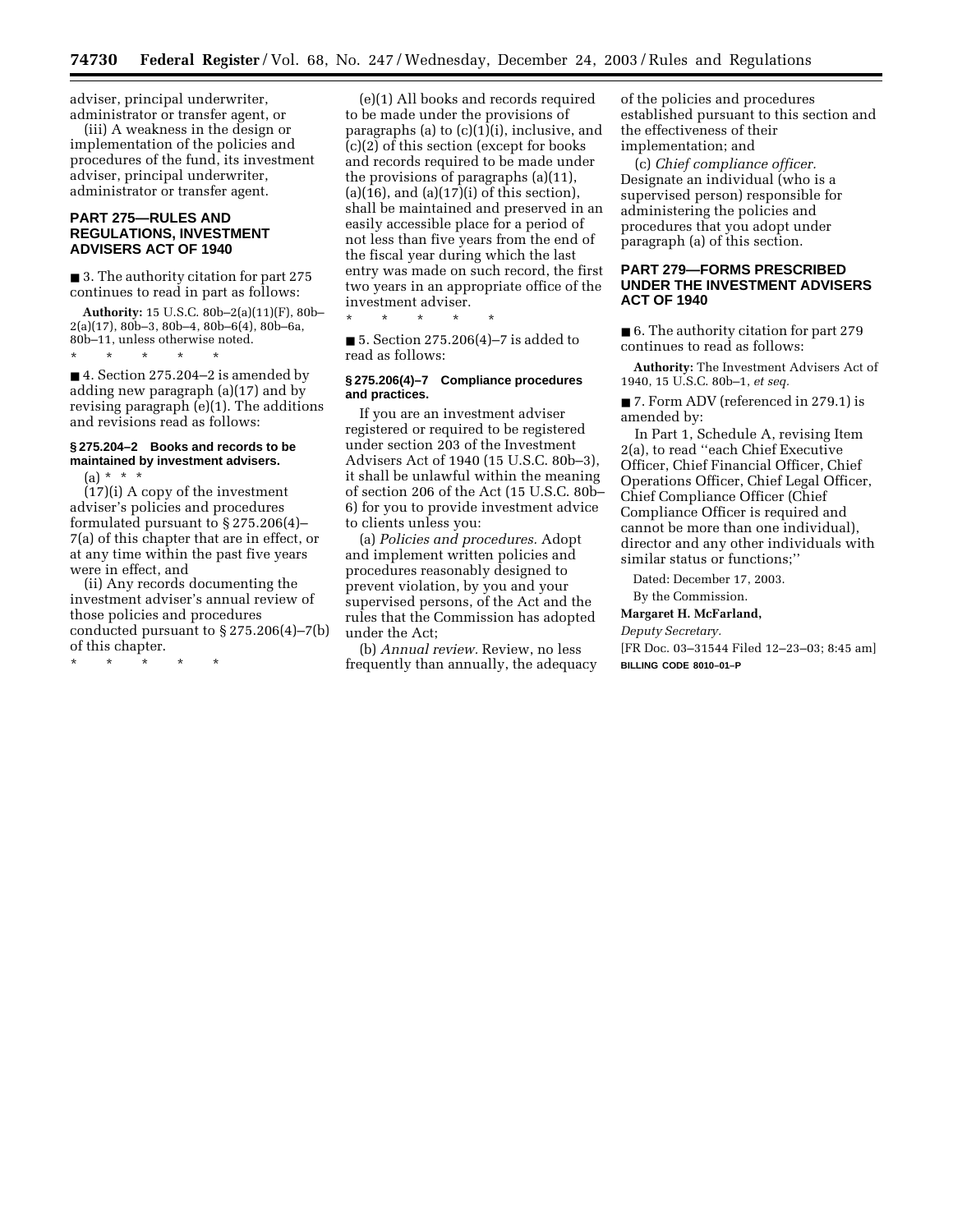adviser, principal underwriter, administrator or transfer agent, or

(iii) A weakness in the design or implementation of the policies and procedures of the fund, its investment adviser, principal underwriter, administrator or transfer agent.

## PART 275—RULES AND REGULATIONS, INVESTMENT ADVISERS ACT OF 1940

■ 3. The authority citation for part 275 continues to read in part as follows:

**Authority:** 15 U.S.C. 80b–2(a)(11)(F), 80b–2(a)(17), 80b–3, 80b–4, 80b–6(4), 80b–6a, 80b–11, unless otherwise noted.

\* \* \* \* \*

■ 4. Section 275.204–2 is amended by adding new paragraph (a)(17) and by revising paragraph (e)(1). The additions and revisions read as follows:

### § 275.204–2 Books and records to be maintained by investment advisers.

(a) \* \* \*

(17)(i) A copy of the investment adviser's policies and procedures formulated pursuant to § 275.206(4)–7(a) of this chapter that are in effect, or at any time within the past five years were in effect, and

(ii) Any records documenting the investment adviser's annual review of those policies and procedures conducted pursuant to § 275.206(4)–7(b) of this chapter.

\* \* \* \* \*

(e)(1) All books and records required to be made under the provisions of paragraphs (a) to (c)(1)(i), inclusive, and (c)(2) of this section (except for books and records required to be made under the provisions of paragraphs (a)(11), (a)(16), and (a)(17)(i) of this section), shall be maintained and preserved in an easily accessible place for a period of not less than five years from the end of the fiscal year during which the last entry was made on such record, the first two years in an appropriate office of the investment adviser.

\* \* \* \* \*

■ 5. Section 275.206(4)–7 is added to read as follows:

### § 275.206(4)–7 Compliance procedures and practices.

If you are an investment adviser registered or required to be registered under section 203 of the Investment Advisers Act of 1940 (15 U.S.C. 80b–3), it shall be unlawful within the meaning of section 206 of the Act (15 U.S.C. 80b–6) for you to provide investment advice to clients unless you:

(a) *Policies and procedures.* Adopt and implement written policies and procedures reasonably designed to prevent violation, by you and your supervised persons, of the Act and the rules that the Commission has adopted under the Act;

(b) *Annual review.* Review, no less frequently than annually, the adequacy of the policies and procedures established pursuant to this section and the effectiveness of their implementation; and

(c) *Chief compliance officer.* Designate an individual (who is a supervised person) responsible for administering the policies and procedures that you adopt under paragraph (a) of this section.

## PART 279—FORMS PRESCRIBED UNDER THE INVESTMENT ADVISERS ACT OF 1940

■ 6. The authority citation for part 279 continues to read as follows:

**Authority:** The Investment Advisers Act of 1940, 15 U.S.C. 80b–1, *et seq.*

■ 7. Form ADV (referenced in 279.1) is amended by:

In Part 1, Schedule A, revising Item 2(a), to read ''each Chief Executive Officer, Chief Financial Officer, Chief Operations Officer, Chief Legal Officer, Chief Compliance Officer (Chief Compliance Officer is required and cannot be more than one individual), director and any other individuals with similar status or functions;''

Dated: December 17, 2003.

By the Commission.

**Margaret H. McFarland,**

*Deputy Secretary.*

[FR Doc. 03–31544 Filed 12–23–03; 8:45 am]

**BILLING CODE 8010–01–P**